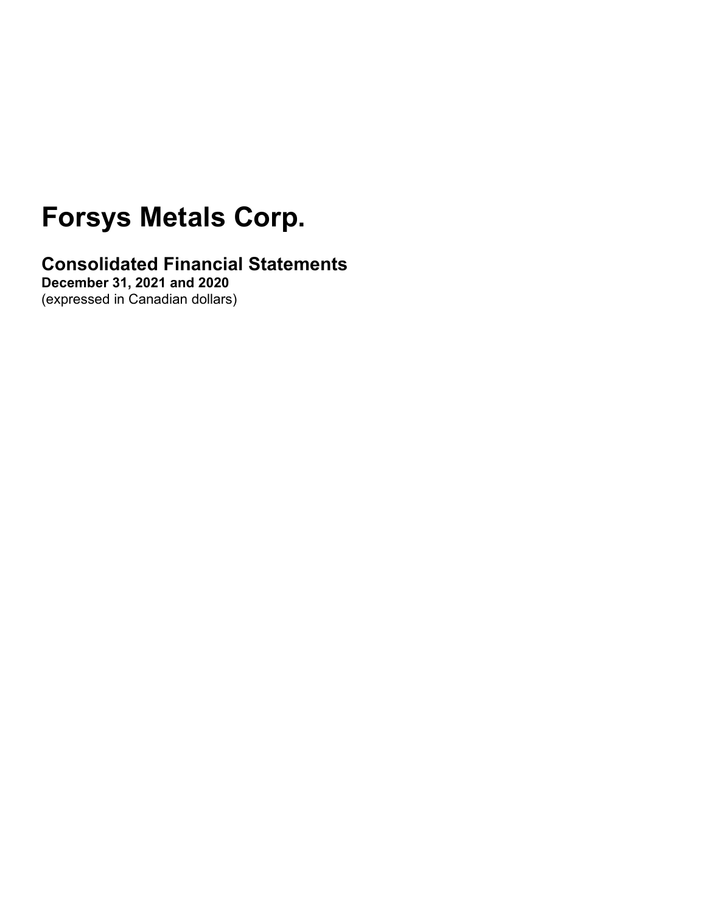# Forsys Metals Corp.

## Consolidated Financial Statements

**December 31, 2021 and 2020**

(expressed in Canadian dollars)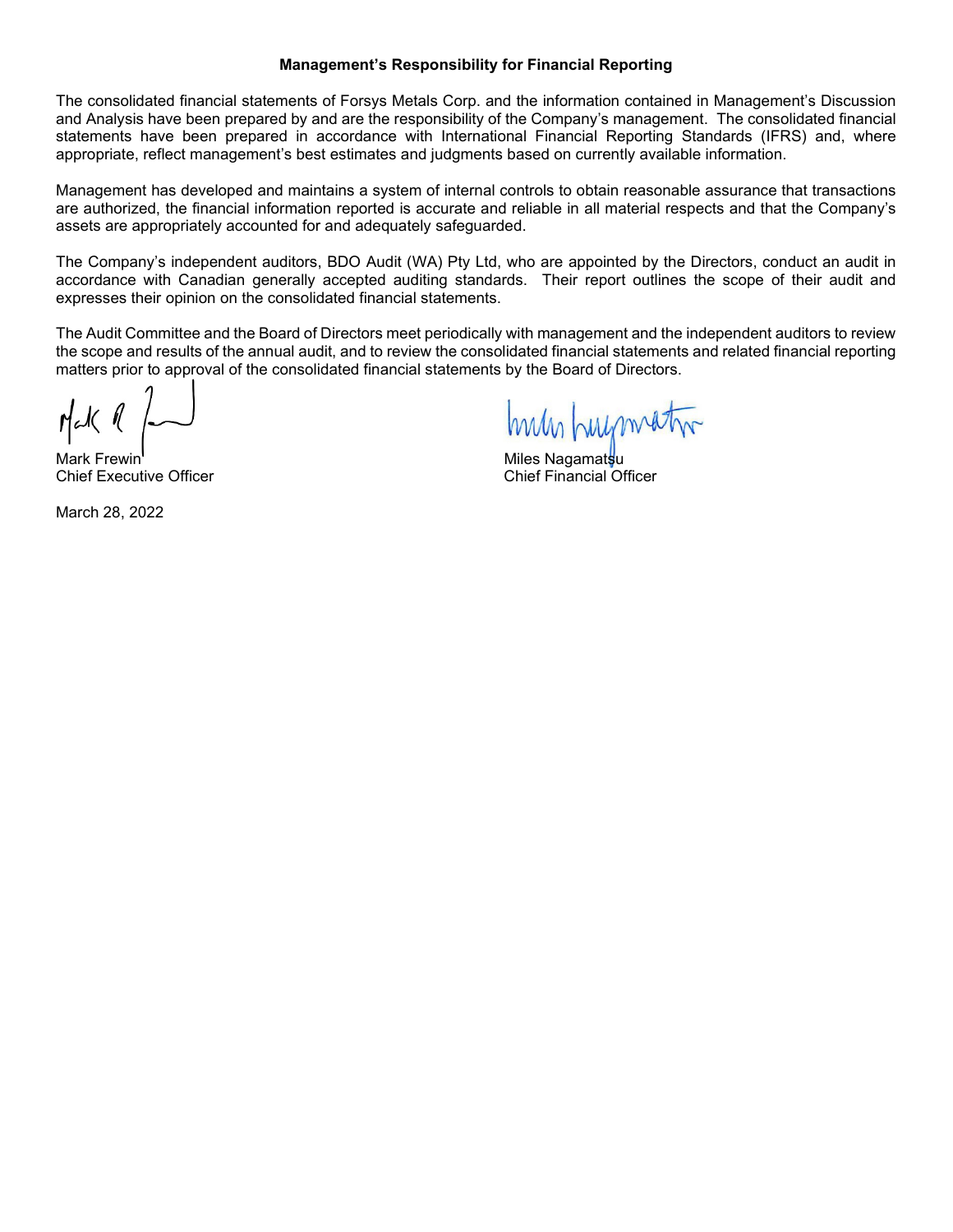**Management's Responsibility for Financial Reporting**

The consolidated financial statements of Forsys Metals Corp. and the information contained in Management's Discussion and Analysis have been prepared by and are the responsibility of the Company's management. The consolidated financial statements have been prepared in accordance with International Financial Reporting Standards (IFRS) and, where appropriate, reflect management's best estimates and judgments based on currently available information.

Management has developed and maintains a system of internal controls to obtain reasonable assurance that transactions are authorized, the financial information reported is accurate and reliable in all material respects and that the Company's assets are appropriately accounted for and adequately safeguarded.

The Company's independent auditors, BDO Audit (WA) Pty Ltd, who are appointed by the Directors, conduct an audit in accordance with Canadian generally accepted auditing standards. Their report outlines the scope of their audit and expresses their opinion on the consolidated financial statements.

The Audit Committee and the Board of Directors meet periodically with management and the independent auditors to review the scope and results of the annual audit, and to review the consolidated financial statements and related financial reporting matters prior to approval of the consolidated financial statements by the Board of Directors.

Mark Frewin
Chief Executive Officer

Miles Nagamatsu
Chief Financial Officer

March 28, 2022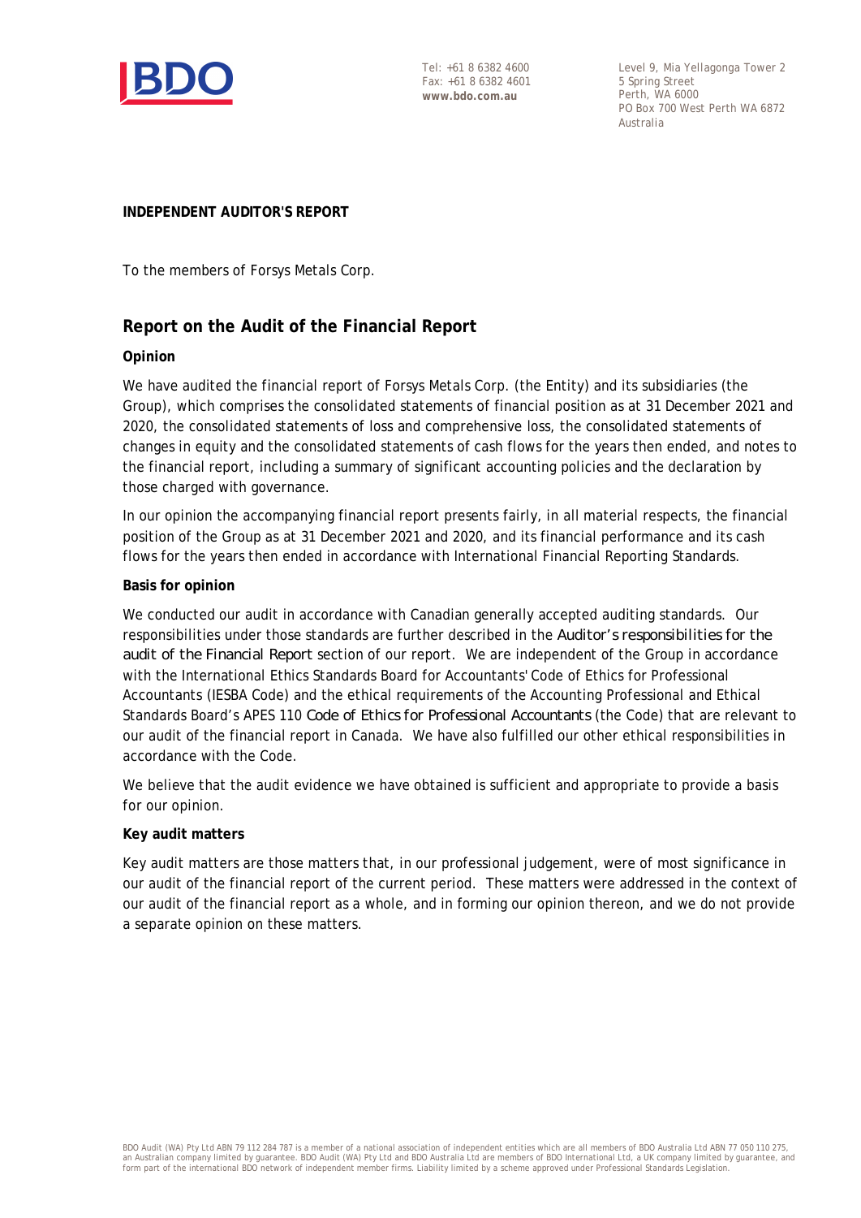**INDEPENDENT AUDITOR'S REPORT**

To the members of Forsys Metals Corp.

## Report on the Audit of the Financial Report

**Opinion**

We have audited the financial report of Forsys Metals Corp. (the Entity) and its subsidiaries (the Group), which comprises the consolidated statements of financial position as at 31 December 2021 and 2020, the consolidated statements of loss and comprehensive loss, the consolidated statements of changes in equity and the consolidated statements of cash flows for the years then ended, and notes to the financial report, including a summary of significant accounting policies and the declaration by those charged with governance.

In our opinion the accompanying financial report presents fairly, in all material respects, the financial position of the Group as at 31 December 2021 and 2020, and its financial performance and its cash flows for the years then ended in accordance with International Financial Reporting Standards.

**Basis for opinion**

We conducted our audit in accordance with Canadian generally accepted auditing standards. Our responsibilities under those standards are further described in the *Auditor's responsibilities for the audit of the Financial Report* section of our report. We are independent of the Group in accordance with the International Ethics Standards Board for Accountants' Code of Ethics for Professional Accountants (IESBA Code) and the ethical requirements of the Accounting Professional and Ethical Standards Board's APES 110 *Code of Ethics for Professional Accountants* (the Code) that are relevant to our audit of the financial report in Canada. We have also fulfilled our other ethical responsibilities in accordance with the Code.

We believe that the audit evidence we have obtained is sufficient and appropriate to provide a basis for our opinion.

**Key audit matters**

Key audit matters are those matters that, in our professional judgement, were of most significance in our audit of the financial report of the current period. These matters were addressed in the context of our audit of the financial report as a whole, and in forming our opinion thereon, and we do not provide a separate opinion on these matters.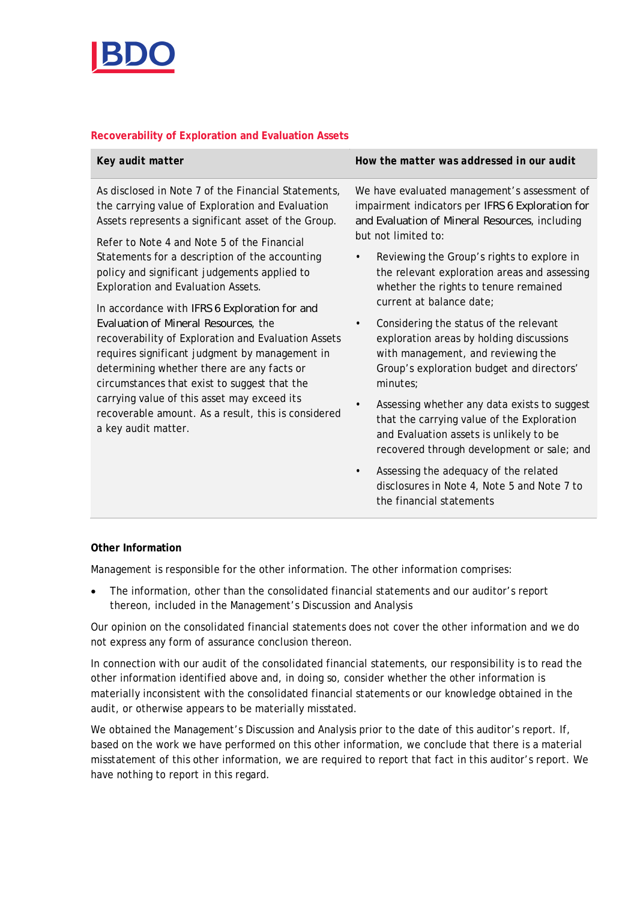### Recoverability of Exploration and Evaluation Assets

| Key audit matter | How the matter was addressed in our audit |
|---|---|
| As disclosed in Note 7 of the Financial Statements, the carrying value of Exploration and Evaluation Assets represents a significant asset of the Group.<br><br>Refer to Note 4 and Note 5 of the Financial Statements for a description of the accounting policy and significant judgements applied to Exploration and Evaluation Assets.<br><br>In accordance with IFRS 6 Exploration for and Evaluation of Mineral Resources, the recoverability of Exploration and Evaluation Assets requires significant judgment by management in determining whether there are any facts or circumstances that exist to suggest that the carrying value of this asset may exceed its recoverable amount. As a result, this is considered a key audit matter. | We have evaluated management's assessment of impairment indicators per IFRS 6 Exploration for and Evaluation of Mineral Resources, including but not limited to:<br><br>• Reviewing the Group's rights to explore in the relevant exploration areas and assessing whether the rights to tenure remained current at balance date;<br><br>• Considering the status of the relevant exploration areas by holding discussions with management, and reviewing the Group's exploration budget and directors' minutes;<br><br>• Assessing whether any data exists to suggest that the carrying value of the Exploration and Evaluation assets is unlikely to be recovered through development or sale; and<br><br>• Assessing the adequacy of the related disclosures in Note 4, Note 5 and Note 7 to the financial statements |

**Other Information**

Management is responsible for the other information. The other information comprises:

- The information, other than the consolidated financial statements and our auditor's report thereon, included in the Management's Discussion and Analysis

Our opinion on the consolidated financial statements does not cover the other information and we do not express any form of assurance conclusion thereon.

In connection with our audit of the consolidated financial statements, our responsibility is to read the other information identified above and, in doing so, consider whether the other information is materially inconsistent with the consolidated financial statements or our knowledge obtained in the audit, or otherwise appears to be materially misstated.

We obtained the Management's Discussion and Analysis prior to the date of this auditor's report. If, based on the work we have performed on this other information, we conclude that there is a material misstatement of this other information, we are required to report that fact in this auditor's report. We have nothing to report in this regard.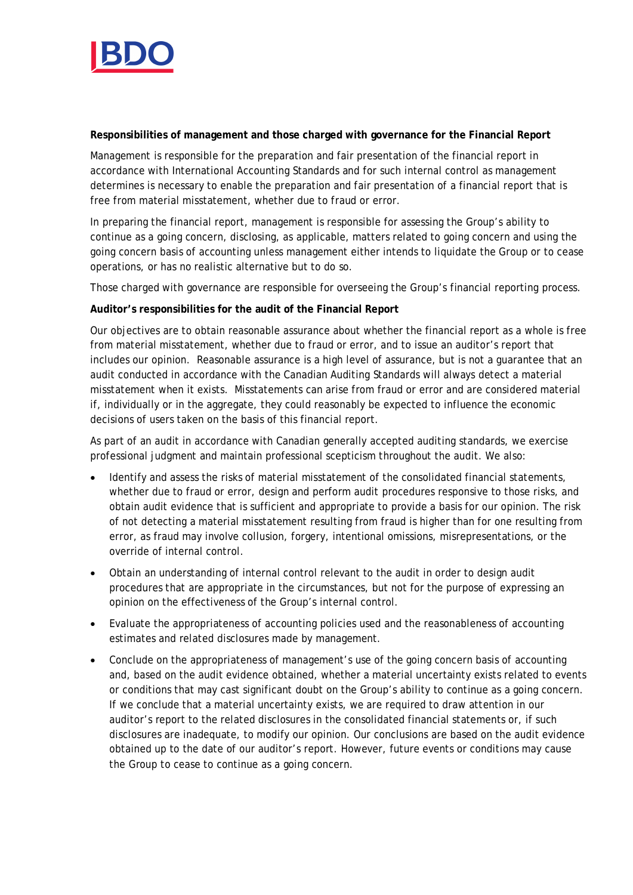**Responsibilities of management and those charged with governance for the Financial Report**

Management is responsible for the preparation and fair presentation of the financial report in accordance with International Accounting Standards and for such internal control as management determines is necessary to enable the preparation and fair presentation of a financial report that is free from material misstatement, whether due to fraud or error.

In preparing the financial report, management is responsible for assessing the Group's ability to continue as a going concern, disclosing, as applicable, matters related to going concern and using the going concern basis of accounting unless management either intends to liquidate the Group or to cease operations, or has no realistic alternative but to do so.

Those charged with governance are responsible for overseeing the Group's financial reporting process.

**Auditor's responsibilities for the audit of the Financial Report**

Our objectives are to obtain reasonable assurance about whether the financial report as a whole is free from material misstatement, whether due to fraud or error, and to issue an auditor's report that includes our opinion. Reasonable assurance is a high level of assurance, but is not a guarantee that an audit conducted in accordance with the Canadian Auditing Standards will always detect a material misstatement when it exists. Misstatements can arise from fraud or error and are considered material if, individually or in the aggregate, they could reasonably be expected to influence the economic decisions of users taken on the basis of this financial report.

As part of an audit in accordance with Canadian generally accepted auditing standards, we exercise professional judgment and maintain professional scepticism throughout the audit. We also:

- Identify and assess the risks of material misstatement of the consolidated financial statements, whether due to fraud or error, design and perform audit procedures responsive to those risks, and obtain audit evidence that is sufficient and appropriate to provide a basis for our opinion. The risk of not detecting a material misstatement resulting from fraud is higher than for one resulting from error, as fraud may involve collusion, forgery, intentional omissions, misrepresentations, or the override of internal control.
- Obtain an understanding of internal control relevant to the audit in order to design audit procedures that are appropriate in the circumstances, but not for the purpose of expressing an opinion on the effectiveness of the Group's internal control.
- Evaluate the appropriateness of accounting policies used and the reasonableness of accounting estimates and related disclosures made by management.
- Conclude on the appropriateness of management's use of the going concern basis of accounting and, based on the audit evidence obtained, whether a material uncertainty exists related to events or conditions that may cast significant doubt on the Group's ability to continue as a going concern. If we conclude that a material uncertainty exists, we are required to draw attention in our auditor's report to the related disclosures in the consolidated financial statements or, if such disclosures are inadequate, to modify our opinion. Our conclusions are based on the audit evidence obtained up to the date of our auditor's report. However, future events or conditions may cause the Group to cease to continue as a going concern.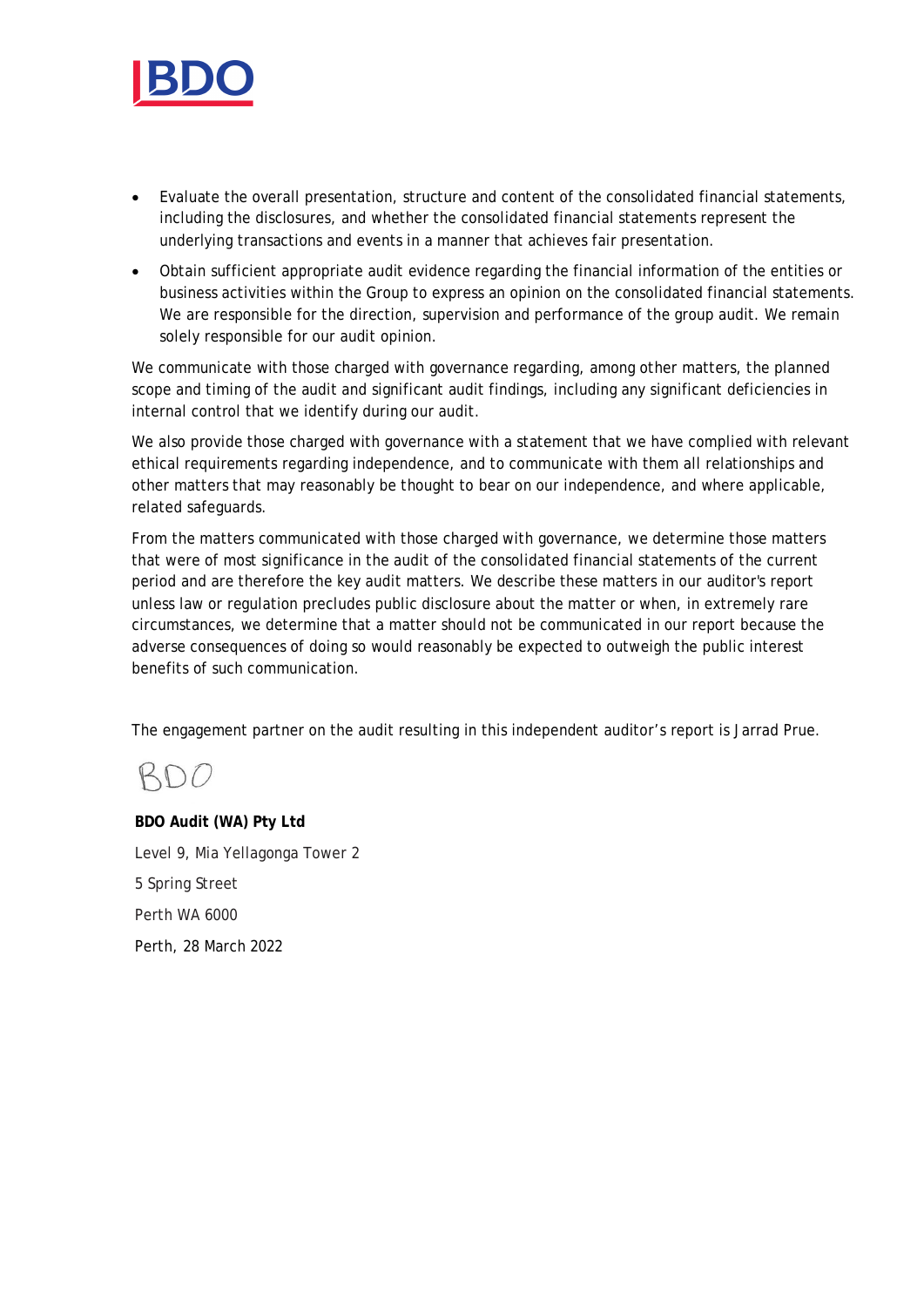- Evaluate the overall presentation, structure and content of the consolidated financial statements, including the disclosures, and whether the consolidated financial statements represent the underlying transactions and events in a manner that achieves fair presentation.
- Obtain sufficient appropriate audit evidence regarding the financial information of the entities or business activities within the Group to express an opinion on the consolidated financial statements. We are responsible for the direction, supervision and performance of the group audit. We remain solely responsible for our audit opinion.

We communicate with those charged with governance regarding, among other matters, the planned scope and timing of the audit and significant audit findings, including any significant deficiencies in internal control that we identify during our audit.

We also provide those charged with governance with a statement that we have complied with relevant ethical requirements regarding independence, and to communicate with them all relationships and other matters that may reasonably be thought to bear on our independence, and where applicable, related safeguards.

From the matters communicated with those charged with governance, we determine those matters that were of most significance in the audit of the consolidated financial statements of the current period and are therefore the key audit matters. We describe these matters in our auditor's report unless law or regulation precludes public disclosure about the matter or when, in extremely rare circumstances, we determine that a matter should not be communicated in our report because the adverse consequences of doing so would reasonably be expected to outweigh the public interest benefits of such communication.

The engagement partner on the audit resulting in this independent auditor's report is Jarrad Prue.

BDO

**BDO Audit (WA) Pty Ltd**

Level 9, Mia Yellagonga Tower 2

5 Spring Street

Perth WA 6000

Perth, 28 March 2022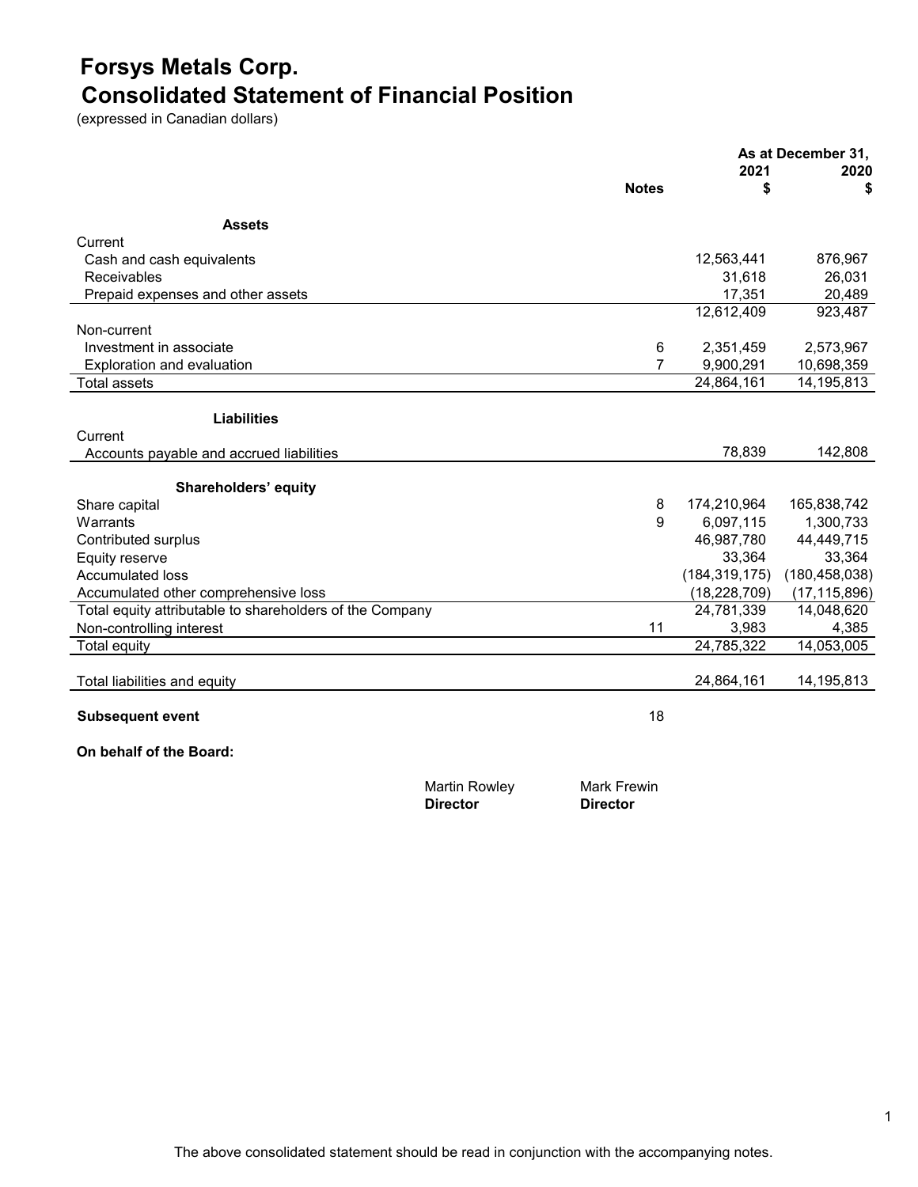# Forsys Metals Corp.
# Consolidated Statement of Financial Position

(expressed in Canadian dollars)

| | Notes | As at December 31, 2021 $ | 2020 $ |
|---|---|---|---|
| **Assets** | | | |
| Current | | | |
| Cash and cash equivalents | | 12,563,441 | 876,967 |
| Receivables | | 31,618 | 26,031 |
| Prepaid expenses and other assets | | 17,351 | 20,489 |
| | | 12,612,409 | 923,487 |
| Non-current | | | |
| Investment in associate | 6 | 2,351,459 | 2,573,967 |
| Exploration and evaluation | 7 | 9,900,291 | 10,698,359 |
| Total assets | | 24,864,161 | 14,195,813 |
| **Liabilities** | | | |
| Current | | | |
| Accounts payable and accrued liabilities | | 78,839 | 142,808 |
| **Shareholders' equity** | | | |
| Share capital | 8 | 174,210,964 | 165,838,742 |
| Warrants | 9 | 6,097,115 | 1,300,733 |
| Contributed surplus | | 46,987,780 | 44,449,715 |
| Equity reserve | | 33,364 | 33,364 |
| Accumulated loss | | (184,319,175) | (180,458,038) |
| Accumulated other comprehensive loss | | (18,228,709) | (17,115,896) |
| Total equity attributable to shareholders of the Company | | 24,781,339 | 14,048,620 |
| Non-controlling interest | 11 | 3,983 | 4,385 |
| Total equity | | 24,785,322 | 14,053,005 |
| Total liabilities and equity | | 24,864,161 | 14,195,813 |

**Subsequent event** 18

**On behalf of the Board:**

Martin Rowley
**Director**

Mark Frewin
**Director**

The above consolidated statement should be read in conjunction with the accompanying notes.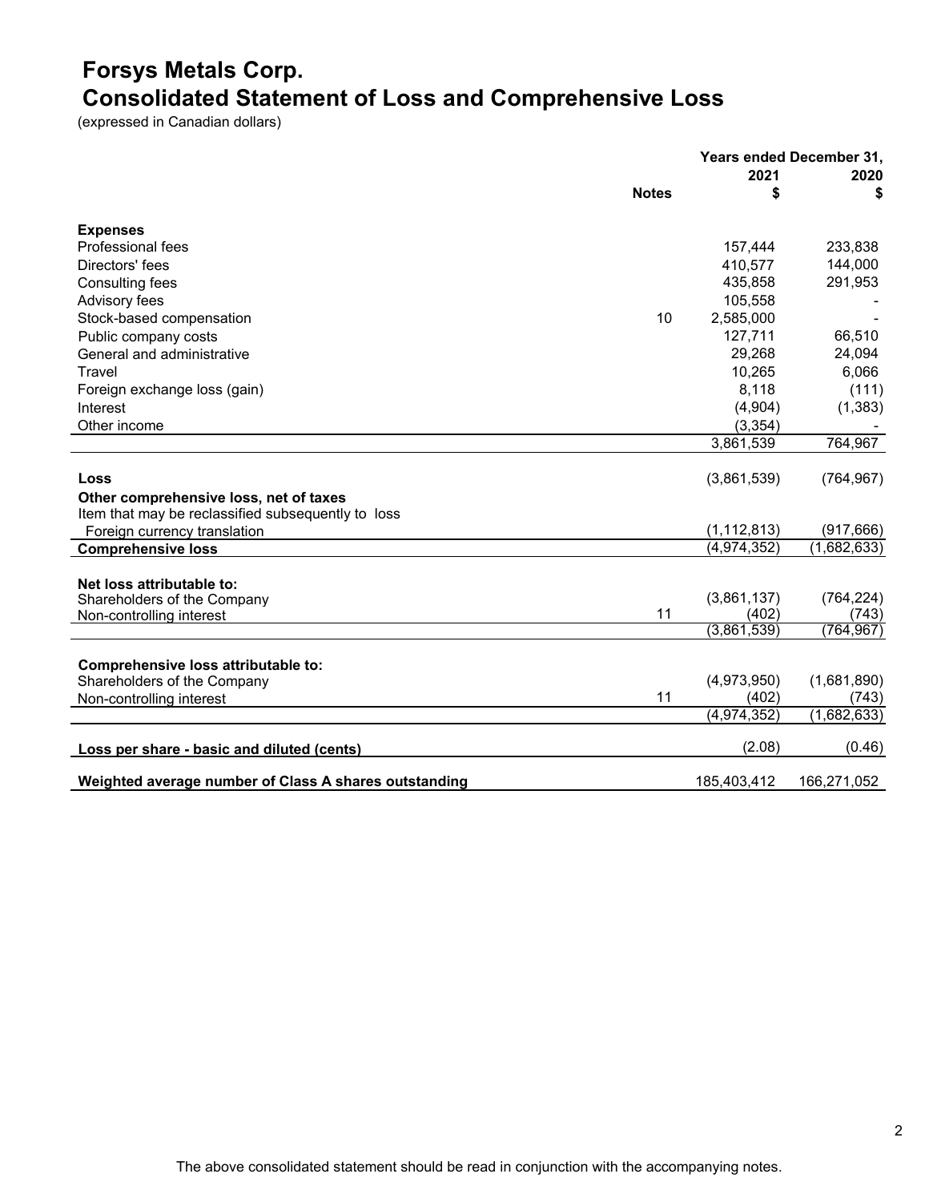# Forsys Metals Corp.
# Consolidated Statement of Loss and Comprehensive Loss

(expressed in Canadian dollars)

| | Notes | Years ended December 31, 2021 $ | 2020 $ |
|---|---|---|---|
| **Expenses** | | | |
| Professional fees | | 157,444 | 233,838 |
| Directors' fees | | 410,577 | 144,000 |
| Consulting fees | | 435,858 | 291,953 |
| Advisory fees | | 105,558 | - |
| Stock-based compensation | 10 | 2,585,000 | - |
| Public company costs | | 127,711 | 66,510 |
| General and administrative | | 29,268 | 24,094 |
| Travel | | 10,265 | 6,066 |
| Foreign exchange loss (gain) | | 8,118 | (111) |
| Interest | | (4,904) | (1,383) |
| Other income | | (3,354) | - |
| | | 3,861,539 | 764,967 |
| **Loss** | | (3,861,539) | (764,967) |
| **Other comprehensive loss, net of taxes** | | | |
| Item that may be reclassified subsequently to loss | | | |
| Foreign currency translation | | (1,112,813) | (917,666) |
| **Comprehensive loss** | | (4,974,352) | (1,682,633) |
| **Net loss attributable to:** | | | |
| Shareholders of the Company | | (3,861,137) | (764,224) |
| Non-controlling interest | 11 | (402) | (743) |
| | | (3,861,539) | (764,967) |
| **Comprehensive loss attributable to:** | | | |
| Shareholders of the Company | | (4,973,950) | (1,681,890) |
| Non-controlling interest | 11 | (402) | (743) |
| | | (4,974,352) | (1,682,633) |
| **Loss per share - basic and diluted (cents)** | | (2.08) | (0.46) |
| **Weighted average number of Class A shares outstanding** | | 185,403,412 | 166,271,052 |

The above consolidated statement should be read in conjunction with the accompanying notes.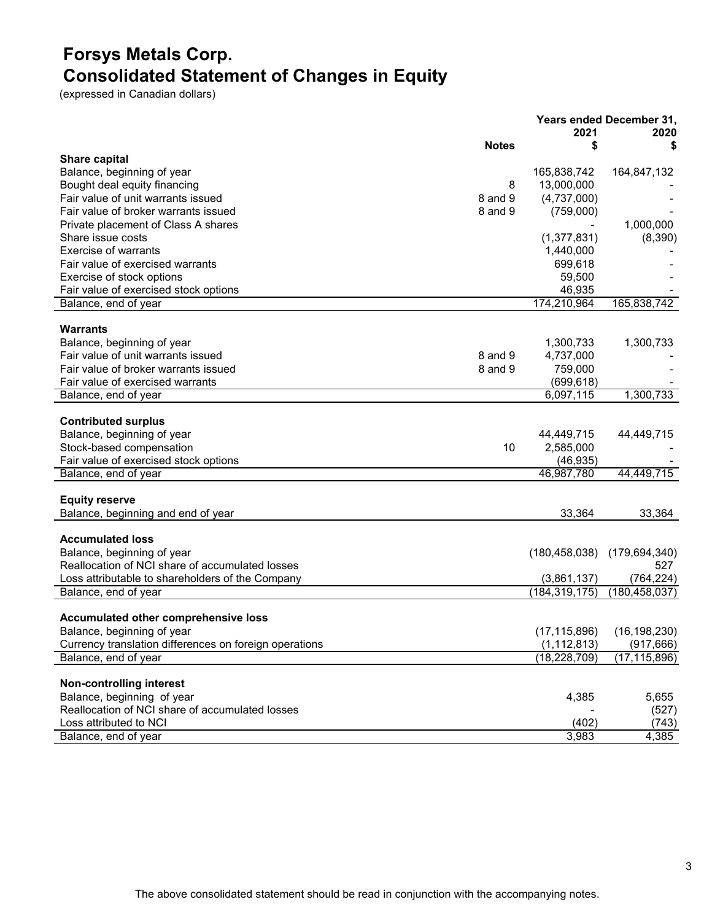# Forsys Metals Corp.
# Consolidated Statement of Changes in Equity

(expressed in Canadian dollars)

| | Notes | Years ended December 31, 2021 $ | 2020 $ |
|---|---|---|---|
| **Share capital** | | | |
| Balance, beginning of year | | 165,838,742 | 164,847,132 |
| Bought deal equity financing | 8 | 13,000,000 | - |
| Fair value of unit warrants issued | 8 and 9 | (4,737,000) | - |
| Fair value of broker warrants issued | 8 and 9 | (759,000) | - |
| Private placement of Class A shares | | - | 1,000,000 |
| Share issue costs | | (1,377,831) | (8,390) |
| Exercise of warrants | | 1,440,000 | - |
| Fair value of exercised warrants | | 699,618 | - |
| Exercise of stock options | | 59,500 | - |
| Fair value of exercised stock options | | 46,935 | - |
| Balance, end of year | | 174,210,964 | 165,838,742 |
| **Warrants** | | | |
| Balance, beginning of year | | 1,300,733 | 1,300,733 |
| Fair value of unit warrants issued | 8 and 9 | 4,737,000 | - |
| Fair value of broker warrants issued | 8 and 9 | 759,000 | - |
| Fair value of exercised warrants | | (699,618) | - |
| Balance, end of year | | 6,097,115 | 1,300,733 |
| **Contributed surplus** | | | |
| Balance, beginning of year | | 44,449,715 | 44,449,715 |
| Stock-based compensation | 10 | 2,585,000 | - |
| Fair value of exercised stock options | | (46,935) | - |
| Balance, end of year | | 46,987,780 | 44,449,715 |
| **Equity reserve** | | | |
| Balance, beginning and end of year | | 33,364 | 33,364 |
| **Accumulated loss** | | | |
| Balance, beginning of year | | (180,458,038) | (179,694,340) |
| Reallocation of NCI share of accumulated losses | | | 527 |
| Loss attributable to shareholders of the Company | | (3,861,137) | (764,224) |
| Balance, end of year | | (184,319,175) | (180,458,037) |
| **Accumulated other comprehensive loss** | | | |
| Balance, beginning of year | | (17,115,896) | (16,198,230) |
| Currency translation differences on foreign operations | | (1,112,813) | (917,666) |
| Balance, end of year | | (18,228,709) | (17,115,896) |
| **Non-controlling interest** | | | |
| Balance, beginning of year | | 4,385 | 5,655 |
| Reallocation of NCI share of accumulated losses | | - | (527) |
| Loss attributed to NCI | | (402) | (743) |
| Balance, end of year | | 3,983 | 4,385 |

The above consolidated statement should be read in conjunction with the accompanying notes.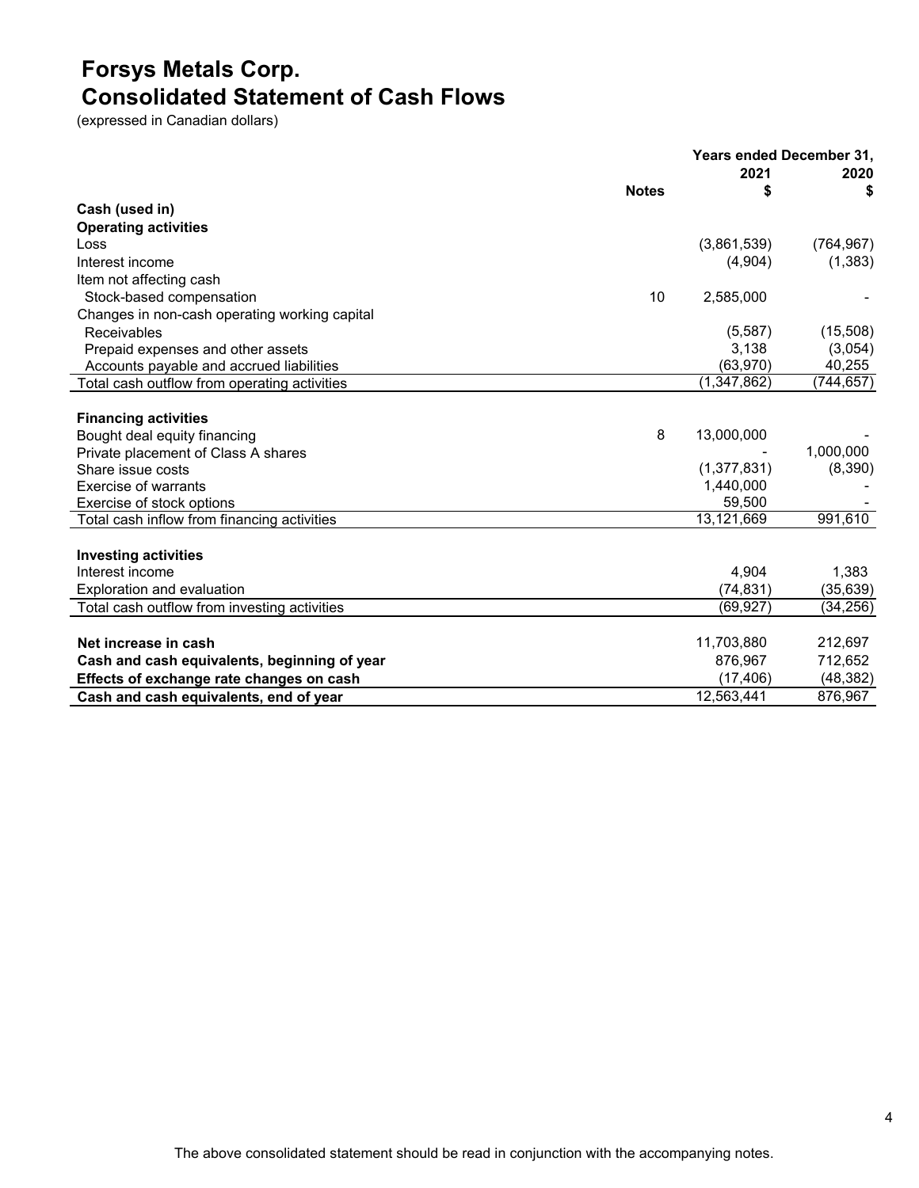# Forsys Metals Corp.
# Consolidated Statement of Cash Flows

(expressed in Canadian dollars)

| | Notes | Years ended December 31, 2021 $ | 2020 $ |
|---|---|---|---|
| **Cash (used in)** | | | |
| **Operating activities** | | | |
| Loss | | (3,861,539) | (764,967) |
| Interest income | | (4,904) | (1,383) |
| Item not affecting cash | | | |
| Stock-based compensation | 10 | 2,585,000 | - |
| Changes in non-cash operating working capital | | | |
| Receivables | | (5,587) | (15,508) |
| Prepaid expenses and other assets | | 3,138 | (3,054) |
| Accounts payable and accrued liabilities | | (63,970) | 40,255 |
| Total cash outflow from operating activities | | (1,347,862) | (744,657) |
| | | | |
| **Financing activities** | | | |
| Bought deal equity financing | 8 | 13,000,000 | - |
| Private placement of Class A shares | | - | 1,000,000 |
| Share issue costs | | (1,377,831) | (8,390) |
| Exercise of warrants | | 1,440,000 | - |
| Exercise of stock options | | 59,500 | - |
| Total cash inflow from financing activities | | 13,121,669 | 991,610 |
| | | | |
| **Investing activities** | | | |
| Interest income | | 4,904 | 1,383 |
| Exploration and evaluation | | (74,831) | (35,639) |
| Total cash outflow from investing activities | | (69,927) | (34,256) |
| | | | |
| **Net increase in cash** | | 11,703,880 | 212,697 |
| **Cash and cash equivalents, beginning of year** | | 876,967 | 712,652 |
| **Effects of exchange rate changes on cash** | | (17,406) | (48,382) |
| **Cash and cash equivalents, end of year** | | 12,563,441 | 876,967 |

The above consolidated statement should be read in conjunction with the accompanying notes.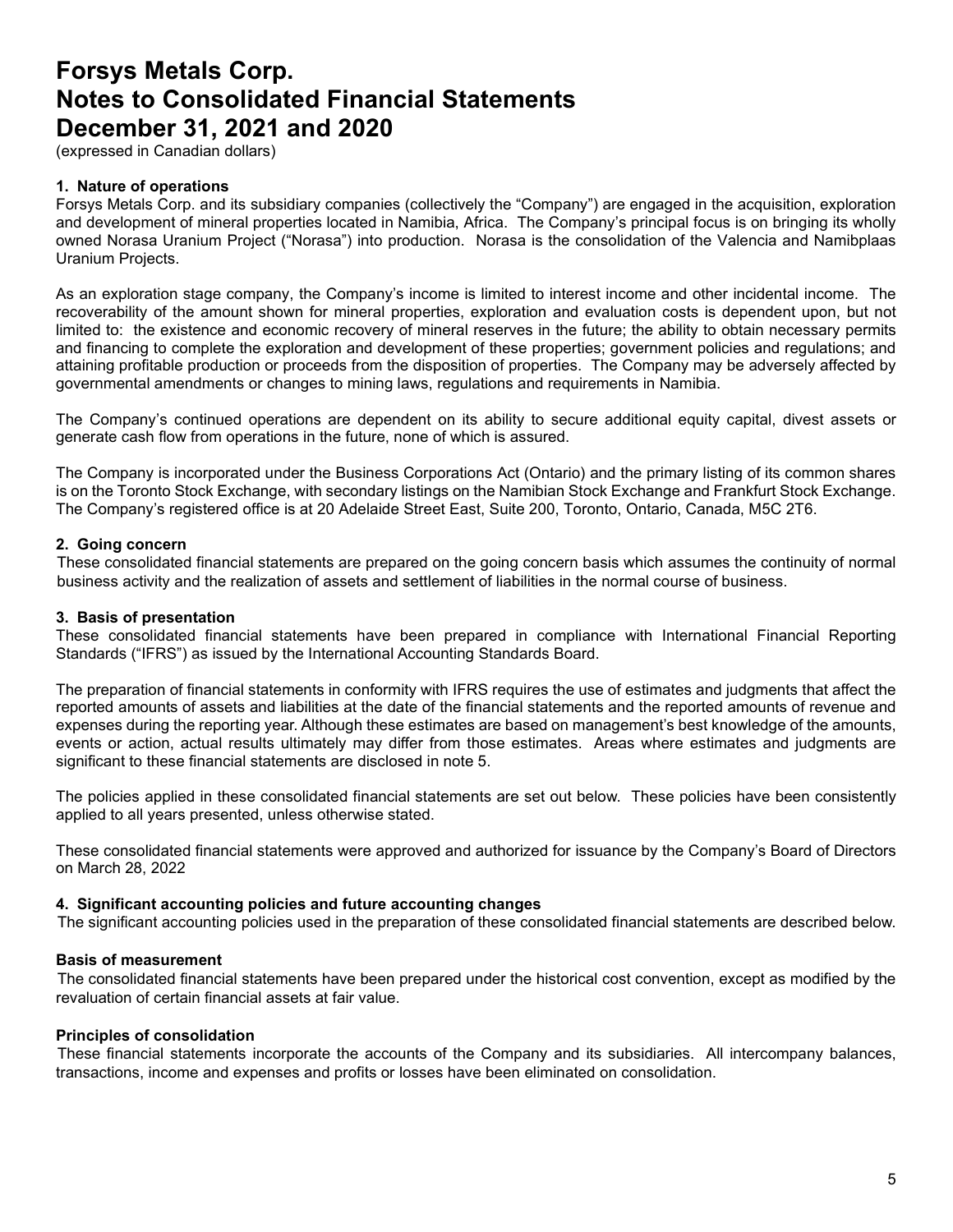# Forsys Metals Corp.
# Notes to Consolidated Financial Statements
# December 31, 2021 and 2020

(expressed in Canadian dollars)

### 1. Nature of operations

Forsys Metals Corp. and its subsidiary companies (collectively the "Company") are engaged in the acquisition, exploration and development of mineral properties located in Namibia, Africa. The Company's principal focus is on bringing its wholly owned Norasa Uranium Project ("Norasa") into production. Norasa is the consolidation of the Valencia and Namibplaas Uranium Projects.

As an exploration stage company, the Company's income is limited to interest income and other incidental income. The recoverability of the amount shown for mineral properties, exploration and evaluation costs is dependent upon, but not limited to: the existence and economic recovery of mineral reserves in the future; the ability to obtain necessary permits and financing to complete the exploration and development of these properties; government policies and regulations; and attaining profitable production or proceeds from the disposition of properties. The Company may be adversely affected by governmental amendments or changes to mining laws, regulations and requirements in Namibia.

The Company's continued operations are dependent on its ability to secure additional equity capital, divest assets or generate cash flow from operations in the future, none of which is assured.

The Company is incorporated under the Business Corporations Act (Ontario) and the primary listing of its common shares is on the Toronto Stock Exchange, with secondary listings on the Namibian Stock Exchange and Frankfurt Stock Exchange. The Company's registered office is at 20 Adelaide Street East, Suite 200, Toronto, Ontario, Canada, M5C 2T6.

### 2. Going concern

These consolidated financial statements are prepared on the going concern basis which assumes the continuity of normal business activity and the realization of assets and settlement of liabilities in the normal course of business.

### 3. Basis of presentation

These consolidated financial statements have been prepared in compliance with International Financial Reporting Standards ("IFRS") as issued by the International Accounting Standards Board.

The preparation of financial statements in conformity with IFRS requires the use of estimates and judgments that affect the reported amounts of assets and liabilities at the date of the financial statements and the reported amounts of revenue and expenses during the reporting year. Although these estimates are based on management's best knowledge of the amounts, events or action, actual results ultimately may differ from those estimates. Areas where estimates and judgments are significant to these financial statements are disclosed in note 5.

The policies applied in these consolidated financial statements are set out below. These policies have been consistently applied to all years presented, unless otherwise stated.

These consolidated financial statements were approved and authorized for issuance by the Company's Board of Directors on March 28, 2022

### 4. Significant accounting policies and future accounting changes

The significant accounting policies used in the preparation of these consolidated financial statements are described below.

#### Basis of measurement

The consolidated financial statements have been prepared under the historical cost convention, except as modified by the revaluation of certain financial assets at fair value.

#### Principles of consolidation

These financial statements incorporate the accounts of the Company and its subsidiaries. All intercompany balances, transactions, income and expenses and profits or losses have been eliminated on consolidation.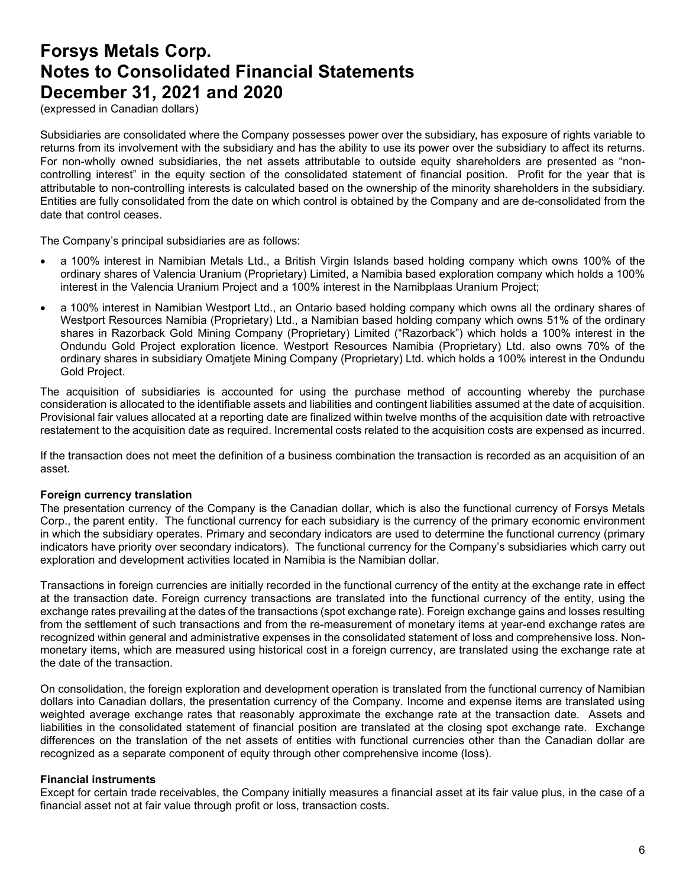Subsidiaries are consolidated where the Company possesses power over the subsidiary, has exposure of rights variable to returns from its involvement with the subsidiary and has the ability to use its power over the subsidiary to affect its returns. For non-wholly owned subsidiaries, the net assets attributable to outside equity shareholders are presented as "non-controlling interest" in the equity section of the consolidated statement of financial position. Profit for the year that is attributable to non-controlling interests is calculated based on the ownership of the minority shareholders in the subsidiary. Entities are fully consolidated from the date on which control is obtained by the Company and are de-consolidated from the date that control ceases.

The Company's principal subsidiaries are as follows:

- a 100% interest in Namibian Metals Ltd., a British Virgin Islands based holding company which owns 100% of the ordinary shares of Valencia Uranium (Proprietary) Limited, a Namibia based exploration company which holds a 100% interest in the Valencia Uranium Project and a 100% interest in the Namibplaas Uranium Project;
- a 100% interest in Namibian Westport Ltd., an Ontario based holding company which owns all the ordinary shares of Westport Resources Namibia (Proprietary) Ltd., a Namibian based holding company which owns 51% of the ordinary shares in Razorback Gold Mining Company (Proprietary) Limited ("Razorback") which holds a 100% interest in the Ondundu Gold Project exploration licence. Westport Resources Namibia (Proprietary) Ltd. also owns 70% of the ordinary shares in subsidiary Omatjete Mining Company (Proprietary) Ltd. which holds a 100% interest in the Ondundu Gold Project.

The acquisition of subsidiaries is accounted for using the purchase method of accounting whereby the purchase consideration is allocated to the identifiable assets and liabilities and contingent liabilities assumed at the date of acquisition. Provisional fair values allocated at a reporting date are finalized within twelve months of the acquisition date with retroactive restatement to the acquisition date as required. Incremental costs related to the acquisition costs are expensed as incurred.

If the transaction does not meet the definition of a business combination the transaction is recorded as an acquisition of an asset.

**Foreign currency translation**

The presentation currency of the Company is the Canadian dollar, which is also the functional currency of Forsys Metals Corp., the parent entity. The functional currency for each subsidiary is the currency of the primary economic environment in which the subsidiary operates. Primary and secondary indicators are used to determine the functional currency (primary indicators have priority over secondary indicators). The functional currency for the Company's subsidiaries which carry out exploration and development activities located in Namibia is the Namibian dollar.

Transactions in foreign currencies are initially recorded in the functional currency of the entity at the exchange rate in effect at the transaction date. Foreign currency transactions are translated into the functional currency of the entity, using the exchange rates prevailing at the dates of the transactions (spot exchange rate). Foreign exchange gains and losses resulting from the settlement of such transactions and from the re-measurement of monetary items at year-end exchange rates are recognized within general and administrative expenses in the consolidated statement of loss and comprehensive loss. Non-monetary items, which are measured using historical cost in a foreign currency, are translated using the exchange rate at the date of the transaction.

On consolidation, the foreign exploration and development operation is translated from the functional currency of Namibian dollars into Canadian dollars, the presentation currency of the Company. Income and expense items are translated using weighted average exchange rates that reasonably approximate the exchange rate at the transaction date. Assets and liabilities in the consolidated statement of financial position are translated at the closing spot exchange rate. Exchange differences on the translation of the net assets of entities with functional currencies other than the Canadian dollar are recognized as a separate component of equity through other comprehensive income (loss).

**Financial instruments**

Except for certain trade receivables, the Company initially measures a financial asset at its fair value plus, in the case of a financial asset not at fair value through profit or loss, transaction costs.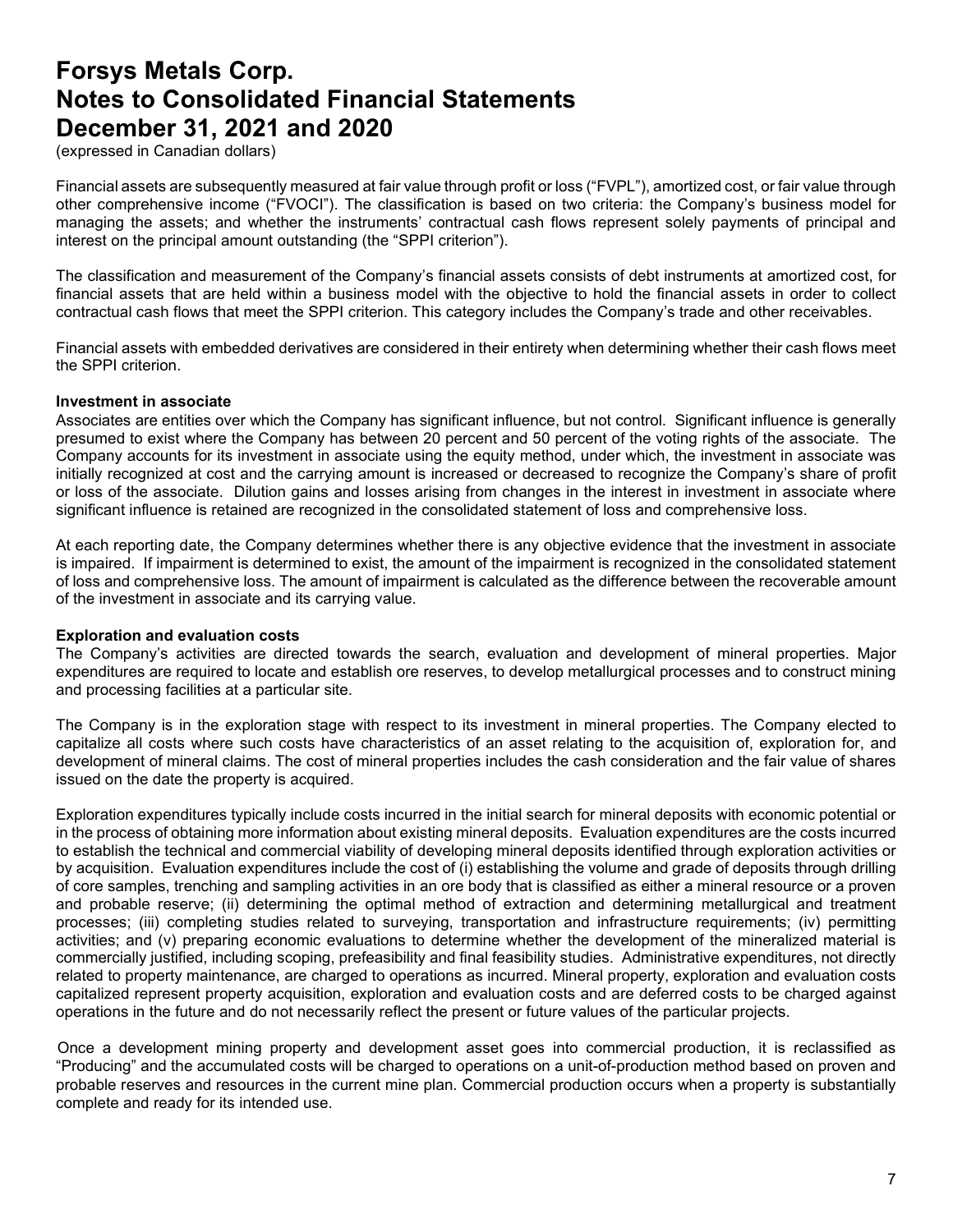Financial assets are subsequently measured at fair value through profit or loss ("FVPL"), amortized cost, or fair value through other comprehensive income ("FVOCI"). The classification is based on two criteria: the Company's business model for managing the assets; and whether the instruments' contractual cash flows represent solely payments of principal and interest on the principal amount outstanding (the "SPPI criterion").

The classification and measurement of the Company's financial assets consists of debt instruments at amortized cost, for financial assets that are held within a business model with the objective to hold the financial assets in order to collect contractual cash flows that meet the SPPI criterion. This category includes the Company's trade and other receivables.

Financial assets with embedded derivatives are considered in their entirety when determining whether their cash flows meet the SPPI criterion.

**Investment in associate**

Associates are entities over which the Company has significant influence, but not control. Significant influence is generally presumed to exist where the Company has between 20 percent and 50 percent of the voting rights of the associate. The Company accounts for its investment in associate using the equity method, under which, the investment in associate was initially recognized at cost and the carrying amount is increased or decreased to recognize the Company's share of profit or loss of the associate. Dilution gains and losses arising from changes in the interest in investment in associate where significant influence is retained are recognized in the consolidated statement of loss and comprehensive loss.

At each reporting date, the Company determines whether there is any objective evidence that the investment in associate is impaired. If impairment is determined to exist, the amount of the impairment is recognized in the consolidated statement of loss and comprehensive loss. The amount of impairment is calculated as the difference between the recoverable amount of the investment in associate and its carrying value.

**Exploration and evaluation costs**

The Company's activities are directed towards the search, evaluation and development of mineral properties. Major expenditures are required to locate and establish ore reserves, to develop metallurgical processes and to construct mining and processing facilities at a particular site.

The Company is in the exploration stage with respect to its investment in mineral properties. The Company elected to capitalize all costs where such costs have characteristics of an asset relating to the acquisition of, exploration for, and development of mineral claims. The cost of mineral properties includes the cash consideration and the fair value of shares issued on the date the property is acquired.

Exploration expenditures typically include costs incurred in the initial search for mineral deposits with economic potential or in the process of obtaining more information about existing mineral deposits. Evaluation expenditures are the costs incurred to establish the technical and commercial viability of developing mineral deposits identified through exploration activities or by acquisition. Evaluation expenditures include the cost of (i) establishing the volume and grade of deposits through drilling of core samples, trenching and sampling activities in an ore body that is classified as either a mineral resource or a proven and probable reserve; (ii) determining the optimal method of extraction and determining metallurgical and treatment processes; (iii) completing studies related to surveying, transportation and infrastructure requirements; (iv) permitting activities; and (v) preparing economic evaluations to determine whether the development of the mineralized material is commercially justified, including scoping, prefeasibility and final feasibility studies. Administrative expenditures, not directly related to property maintenance, are charged to operations as incurred. Mineral property, exploration and evaluation costs capitalized represent property acquisition, exploration and evaluation costs and are deferred costs to be charged against operations in the future and do not necessarily reflect the present or future values of the particular projects.

Once a development mining property and development asset goes into commercial production, it is reclassified as "Producing" and the accumulated costs will be charged to operations on a unit-of-production method based on proven and probable reserves and resources in the current mine plan. Commercial production occurs when a property is substantially complete and ready for its intended use.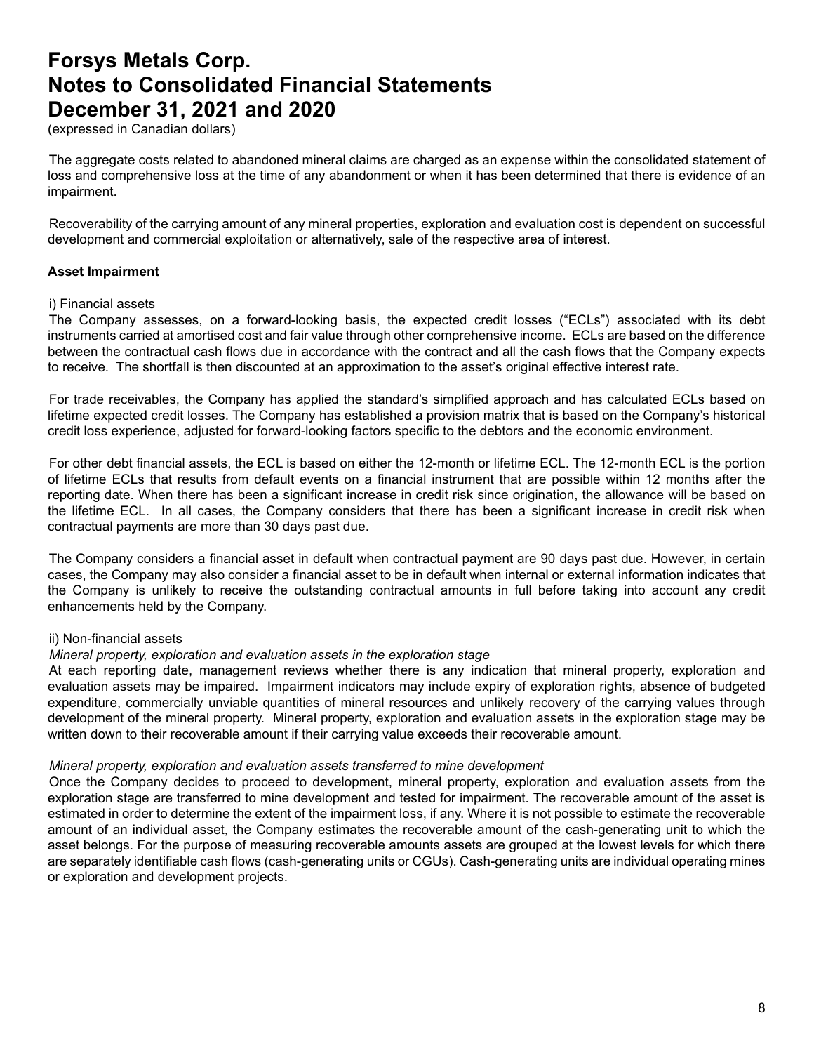The aggregate costs related to abandoned mineral claims are charged as an expense within the consolidated statement of loss and comprehensive loss at the time of any abandonment or when it has been determined that there is evidence of an impairment.

Recoverability of the carrying amount of any mineral properties, exploration and evaluation cost is dependent on successful development and commercial exploitation or alternatively, sale of the respective area of interest.

**Asset Impairment**

i) Financial assets

The Company assesses, on a forward-looking basis, the expected credit losses ("ECLs") associated with its debt instruments carried at amortised cost and fair value through other comprehensive income. ECLs are based on the difference between the contractual cash flows due in accordance with the contract and all the cash flows that the Company expects to receive. The shortfall is then discounted at an approximation to the asset's original effective interest rate.

For trade receivables, the Company has applied the standard's simplified approach and has calculated ECLs based on lifetime expected credit losses. The Company has established a provision matrix that is based on the Company's historical credit loss experience, adjusted for forward-looking factors specific to the debtors and the economic environment.

For other debt financial assets, the ECL is based on either the 12-month or lifetime ECL. The 12-month ECL is the portion of lifetime ECLs that results from default events on a financial instrument that are possible within 12 months after the reporting date. When there has been a significant increase in credit risk since origination, the allowance will be based on the lifetime ECL. In all cases, the Company considers that there has been a significant increase in credit risk when contractual payments are more than 30 days past due.

The Company considers a financial asset in default when contractual payment are 90 days past due. However, in certain cases, the Company may also consider a financial asset to be in default when internal or external information indicates that the Company is unlikely to receive the outstanding contractual amounts in full before taking into account any credit enhancements held by the Company.

ii) Non-financial assets

*Mineral property, exploration and evaluation assets in the exploration stage*

At each reporting date, management reviews whether there is any indication that mineral property, exploration and evaluation assets may be impaired. Impairment indicators may include expiry of exploration rights, absence of budgeted expenditure, commercially unviable quantities of mineral resources and unlikely recovery of the carrying values through development of the mineral property. Mineral property, exploration and evaluation assets in the exploration stage may be written down to their recoverable amount if their carrying value exceeds their recoverable amount.

*Mineral property, exploration and evaluation assets transferred to mine development*

Once the Company decides to proceed to development, mineral property, exploration and evaluation assets from the exploration stage are transferred to mine development and tested for impairment. The recoverable amount of the asset is estimated in order to determine the extent of the impairment loss, if any. Where it is not possible to estimate the recoverable amount of an individual asset, the Company estimates the recoverable amount of the cash-generating unit to which the asset belongs. For the purpose of measuring recoverable amounts assets are grouped at the lowest levels for which there are separately identifiable cash flows (cash-generating units or CGUs). Cash-generating units are individual operating mines or exploration and development projects.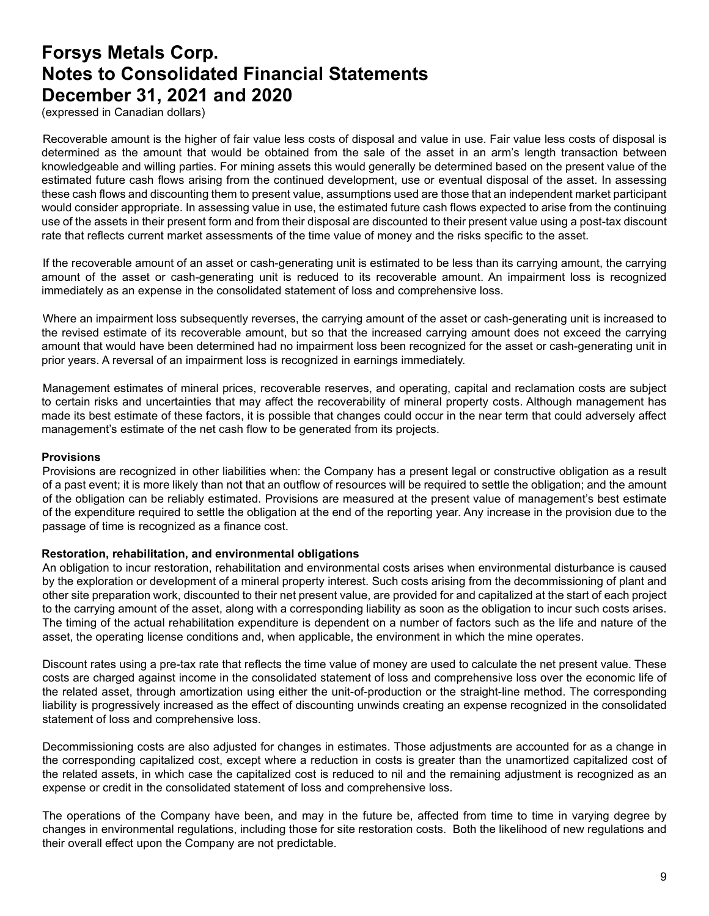Recoverable amount is the higher of fair value less costs of disposal and value in use. Fair value less costs of disposal is determined as the amount that would be obtained from the sale of the asset in an arm's length transaction between knowledgeable and willing parties. For mining assets this would generally be determined based on the present value of the estimated future cash flows arising from the continued development, use or eventual disposal of the asset. In assessing these cash flows and discounting them to present value, assumptions used are those that an independent market participant would consider appropriate. In assessing value in use, the estimated future cash flows expected to arise from the continuing use of the assets in their present form and from their disposal are discounted to their present value using a post-tax discount rate that reflects current market assessments of the time value of money and the risks specific to the asset.

If the recoverable amount of an asset or cash-generating unit is estimated to be less than its carrying amount, the carrying amount of the asset or cash-generating unit is reduced to its recoverable amount. An impairment loss is recognized immediately as an expense in the consolidated statement of loss and comprehensive loss.

Where an impairment loss subsequently reverses, the carrying amount of the asset or cash-generating unit is increased to the revised estimate of its recoverable amount, but so that the increased carrying amount does not exceed the carrying amount that would have been determined had no impairment loss been recognized for the asset or cash-generating unit in prior years. A reversal of an impairment loss is recognized in earnings immediately.

Management estimates of mineral prices, recoverable reserves, and operating, capital and reclamation costs are subject to certain risks and uncertainties that may affect the recoverability of mineral property costs. Although management has made its best estimate of these factors, it is possible that changes could occur in the near term that could adversely affect management's estimate of the net cash flow to be generated from its projects.

**Provisions**

Provisions are recognized in other liabilities when: the Company has a present legal or constructive obligation as a result of a past event; it is more likely than not that an outflow of resources will be required to settle the obligation; and the amount of the obligation can be reliably estimated. Provisions are measured at the present value of management's best estimate of the expenditure required to settle the obligation at the end of the reporting year. Any increase in the provision due to the passage of time is recognized as a finance cost.

**Restoration, rehabilitation, and environmental obligations**

An obligation to incur restoration, rehabilitation and environmental costs arises when environmental disturbance is caused by the exploration or development of a mineral property interest. Such costs arising from the decommissioning of plant and other site preparation work, discounted to their net present value, are provided for and capitalized at the start of each project to the carrying amount of the asset, along with a corresponding liability as soon as the obligation to incur such costs arises. The timing of the actual rehabilitation expenditure is dependent on a number of factors such as the life and nature of the asset, the operating license conditions and, when applicable, the environment in which the mine operates.

Discount rates using a pre-tax rate that reflects the time value of money are used to calculate the net present value. These costs are charged against income in the consolidated statement of loss and comprehensive loss over the economic life of the related asset, through amortization using either the unit-of-production or the straight-line method. The corresponding liability is progressively increased as the effect of discounting unwinds creating an expense recognized in the consolidated statement of loss and comprehensive loss.

Decommissioning costs are also adjusted for changes in estimates. Those adjustments are accounted for as a change in the corresponding capitalized cost, except where a reduction in costs is greater than the unamortized capitalized cost of the related assets, in which case the capitalized cost is reduced to nil and the remaining adjustment is recognized as an expense or credit in the consolidated statement of loss and comprehensive loss.

The operations of the Company have been, and may in the future be, affected from time to time in varying degree by changes in environmental regulations, including those for site restoration costs. Both the likelihood of new regulations and their overall effect upon the Company are not predictable.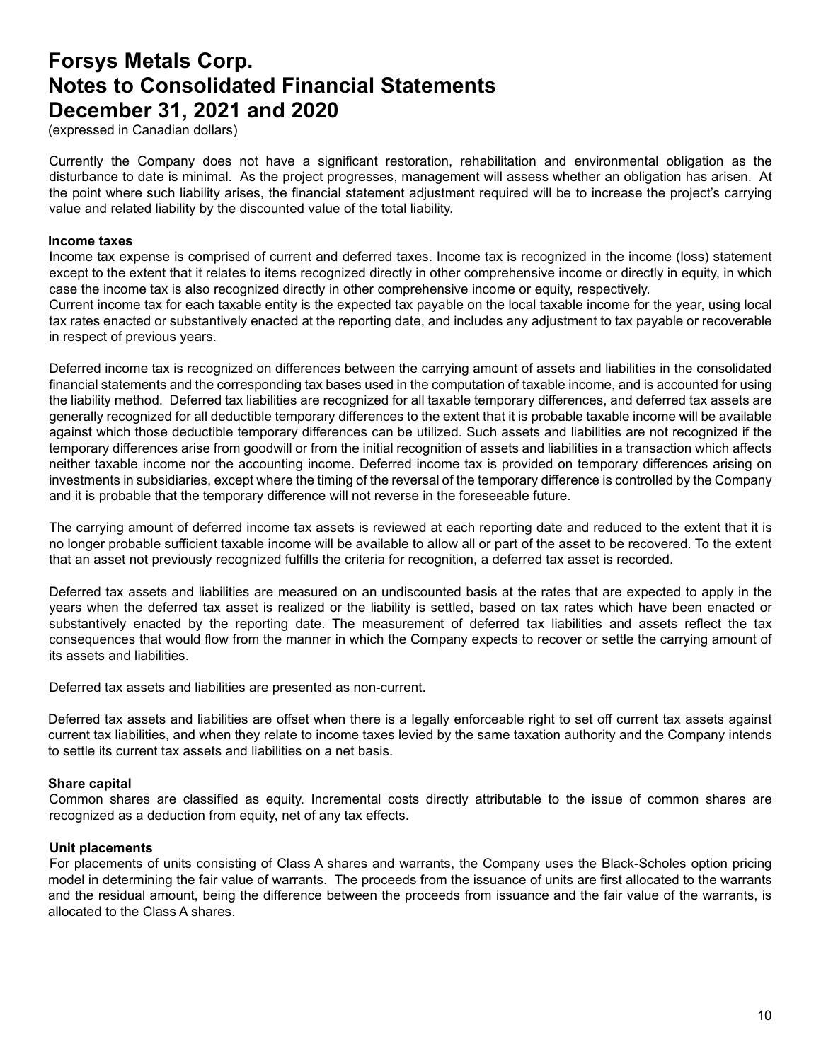Currently the Company does not have a significant restoration, rehabilitation and environmental obligation as the disturbance to date is minimal. As the project progresses, management will assess whether an obligation has arisen. At the point where such liability arises, the financial statement adjustment required will be to increase the project's carrying value and related liability by the discounted value of the total liability.

**Income taxes**

Income tax expense is comprised of current and deferred taxes. Income tax is recognized in the income (loss) statement except to the extent that it relates to items recognized directly in other comprehensive income or directly in equity, in which case the income tax is also recognized directly in other comprehensive income or equity, respectively.

Current income tax for each taxable entity is the expected tax payable on the local taxable income for the year, using local tax rates enacted or substantively enacted at the reporting date, and includes any adjustment to tax payable or recoverable in respect of previous years.

Deferred income tax is recognized on differences between the carrying amount of assets and liabilities in the consolidated financial statements and the corresponding tax bases used in the computation of taxable income, and is accounted for using the liability method. Deferred tax liabilities are recognized for all taxable temporary differences, and deferred tax assets are generally recognized for all deductible temporary differences to the extent that it is probable taxable income will be available against which those deductible temporary differences can be utilized. Such assets and liabilities are not recognized if the temporary differences arise from goodwill or from the initial recognition of assets and liabilities in a transaction which affects neither taxable income nor the accounting income. Deferred income tax is provided on temporary differences arising on investments in subsidiaries, except where the timing of the reversal of the temporary difference is controlled by the Company and it is probable that the temporary difference will not reverse in the foreseeable future.

The carrying amount of deferred income tax assets is reviewed at each reporting date and reduced to the extent that it is no longer probable sufficient taxable income will be available to allow all or part of the asset to be recovered. To the extent that an asset not previously recognized fulfills the criteria for recognition, a deferred tax asset is recorded.

Deferred tax assets and liabilities are measured on an undiscounted basis at the rates that are expected to apply in the years when the deferred tax asset is realized or the liability is settled, based on tax rates which have been enacted or substantively enacted by the reporting date. The measurement of deferred tax liabilities and assets reflect the tax consequences that would flow from the manner in which the Company expects to recover or settle the carrying amount of its assets and liabilities.

Deferred tax assets and liabilities are presented as non-current.

Deferred tax assets and liabilities are offset when there is a legally enforceable right to set off current tax assets against current tax liabilities, and when they relate to income taxes levied by the same taxation authority and the Company intends to settle its current tax assets and liabilities on a net basis.

**Share capital**

Common shares are classified as equity. Incremental costs directly attributable to the issue of common shares are recognized as a deduction from equity, net of any tax effects.

**Unit placements**

For placements of units consisting of Class A shares and warrants, the Company uses the Black-Scholes option pricing model in determining the fair value of warrants. The proceeds from the issuance of units are first allocated to the warrants and the residual amount, being the difference between the proceeds from issuance and the fair value of the warrants, is allocated to the Class A shares.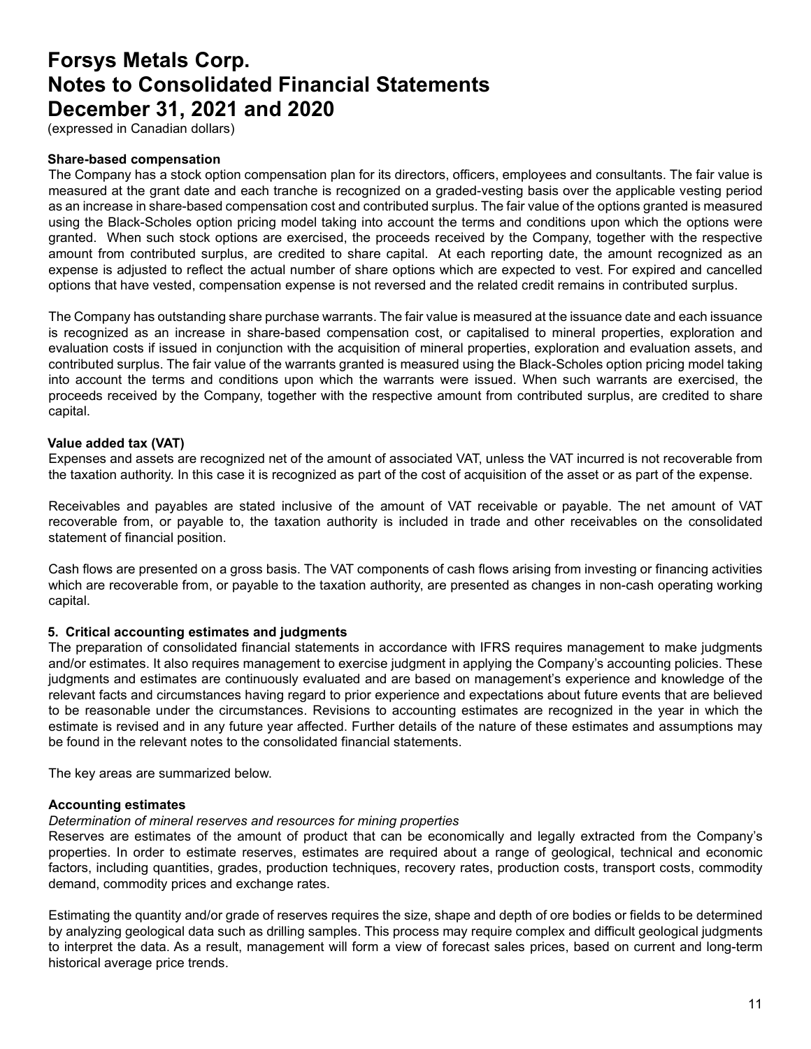**Share-based compensation**

The Company has a stock option compensation plan for its directors, officers, employees and consultants. The fair value is measured at the grant date and each tranche is recognized on a graded-vesting basis over the applicable vesting period as an increase in share-based compensation cost and contributed surplus. The fair value of the options granted is measured using the Black-Scholes option pricing model taking into account the terms and conditions upon which the options were granted. When such stock options are exercised, the proceeds received by the Company, together with the respective amount from contributed surplus, are credited to share capital. At each reporting date, the amount recognized as an expense is adjusted to reflect the actual number of share options which are expected to vest. For expired and cancelled options that have vested, compensation expense is not reversed and the related credit remains in contributed surplus.

The Company has outstanding share purchase warrants. The fair value is measured at the issuance date and each issuance is recognized as an increase in share-based compensation cost, or capitalised to mineral properties, exploration and evaluation costs if issued in conjunction with the acquisition of mineral properties, exploration and evaluation assets, and contributed surplus. The fair value of the warrants granted is measured using the Black-Scholes option pricing model taking into account the terms and conditions upon which the warrants were issued. When such warrants are exercised, the proceeds received by the Company, together with the respective amount from contributed surplus, are credited to share capital.

**Value added tax (VAT)**

Expenses and assets are recognized net of the amount of associated VAT, unless the VAT incurred is not recoverable from the taxation authority. In this case it is recognized as part of the cost of acquisition of the asset or as part of the expense.

Receivables and payables are stated inclusive of the amount of VAT receivable or payable. The net amount of VAT recoverable from, or payable to, the taxation authority is included in trade and other receivables on the consolidated statement of financial position.

Cash flows are presented on a gross basis. The VAT components of cash flows arising from investing or financing activities which are recoverable from, or payable to the taxation authority, are presented as changes in non-cash operating working capital.

## 5. Critical accounting estimates and judgments

The preparation of consolidated financial statements in accordance with IFRS requires management to make judgments and/or estimates. It also requires management to exercise judgment in applying the Company's accounting policies. These judgments and estimates are continuously evaluated and are based on management's experience and knowledge of the relevant facts and circumstances having regard to prior experience and expectations about future events that are believed to be reasonable under the circumstances. Revisions to accounting estimates are recognized in the year in which the estimate is revised and in any future year affected. Further details of the nature of these estimates and assumptions may be found in the relevant notes to the consolidated financial statements.

The key areas are summarized below.

**Accounting estimates**

*Determination of mineral reserves and resources for mining properties*

Reserves are estimates of the amount of product that can be economically and legally extracted from the Company's properties. In order to estimate reserves, estimates are required about a range of geological, technical and economic factors, including quantities, grades, production techniques, recovery rates, production costs, transport costs, commodity demand, commodity prices and exchange rates.

Estimating the quantity and/or grade of reserves requires the size, shape and depth of ore bodies or fields to be determined by analyzing geological data such as drilling samples. This process may require complex and difficult geological judgments to interpret the data. As a result, management will form a view of forecast sales prices, based on current and long-term historical average price trends.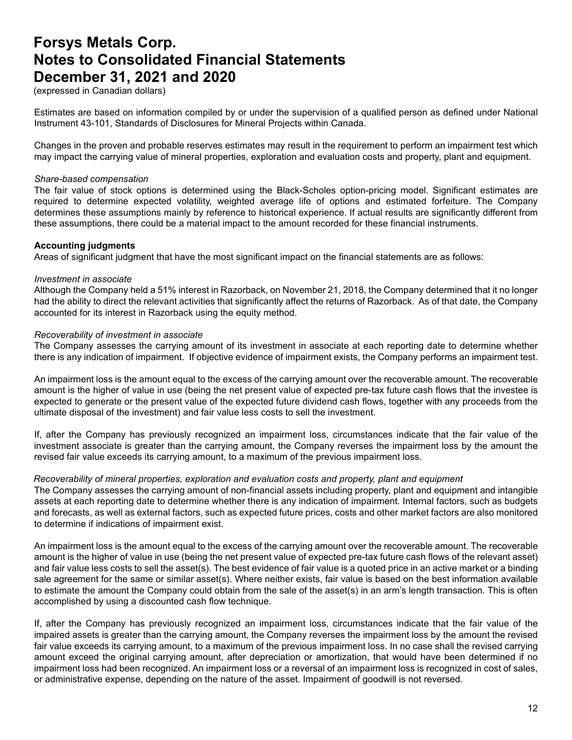Estimates are based on information compiled by or under the supervision of a qualified person as defined under National Instrument 43-101, Standards of Disclosures for Mineral Projects within Canada.

Changes in the proven and probable reserves estimates may result in the requirement to perform an impairment test which may impact the carrying value of mineral properties, exploration and evaluation costs and property, plant and equipment.

*Share-based compensation*

The fair value of stock options is determined using the Black-Scholes option-pricing model. Significant estimates are required to determine expected volatility, weighted average life of options and estimated forfeiture. The Company determines these assumptions mainly by reference to historical experience. If actual results are significantly different from these assumptions, there could be a material impact to the amount recorded for these financial instruments.

**Accounting judgments**

Areas of significant judgment that have the most significant impact on the financial statements are as follows:

*Investment in associate*

Although the Company held a 51% interest in Razorback, on November 21, 2018, the Company determined that it no longer had the ability to direct the relevant activities that significantly affect the returns of Razorback. As of that date, the Company accounted for its interest in Razorback using the equity method.

*Recoverability of investment in associate*

The Company assesses the carrying amount of its investment in associate at each reporting date to determine whether there is any indication of impairment. If objective evidence of impairment exists, the Company performs an impairment test.

An impairment loss is the amount equal to the excess of the carrying amount over the recoverable amount. The recoverable amount is the higher of value in use (being the net present value of expected pre-tax future cash flows that the investee is expected to generate or the present value of the expected future dividend cash flows, together with any proceeds from the ultimate disposal of the investment) and fair value less costs to sell the investment.

If, after the Company has previously recognized an impairment loss, circumstances indicate that the fair value of the investment associate is greater than the carrying amount, the Company reverses the impairment loss by the amount the revised fair value exceeds its carrying amount, to a maximum of the previous impairment loss.

*Recoverability of mineral properties, exploration and evaluation costs and property, plant and equipment*

The Company assesses the carrying amount of non-financial assets including property, plant and equipment and intangible assets at each reporting date to determine whether there is any indication of impairment. Internal factors, such as budgets and forecasts, as well as external factors, such as expected future prices, costs and other market factors are also monitored to determine if indications of impairment exist.

An impairment loss is the amount equal to the excess of the carrying amount over the recoverable amount. The recoverable amount is the higher of value in use (being the net present value of expected pre-tax future cash flows of the relevant asset) and fair value less costs to sell the asset(s). The best evidence of fair value is a quoted price in an active market or a binding sale agreement for the same or similar asset(s). Where neither exists, fair value is based on the best information available to estimate the amount the Company could obtain from the sale of the asset(s) in an arm's length transaction. This is often accomplished by using a discounted cash flow technique.

If, after the Company has previously recognized an impairment loss, circumstances indicate that the fair value of the impaired assets is greater than the carrying amount, the Company reverses the impairment loss by the amount the revised fair value exceeds its carrying amount, to a maximum of the previous impairment loss. In no case shall the revised carrying amount exceed the original carrying amount, after depreciation or amortization, that would have been determined if no impairment loss had been recognized. An impairment loss or a reversal of an impairment loss is recognized in cost of sales, or administrative expense, depending on the nature of the asset. Impairment of goodwill is not reversed.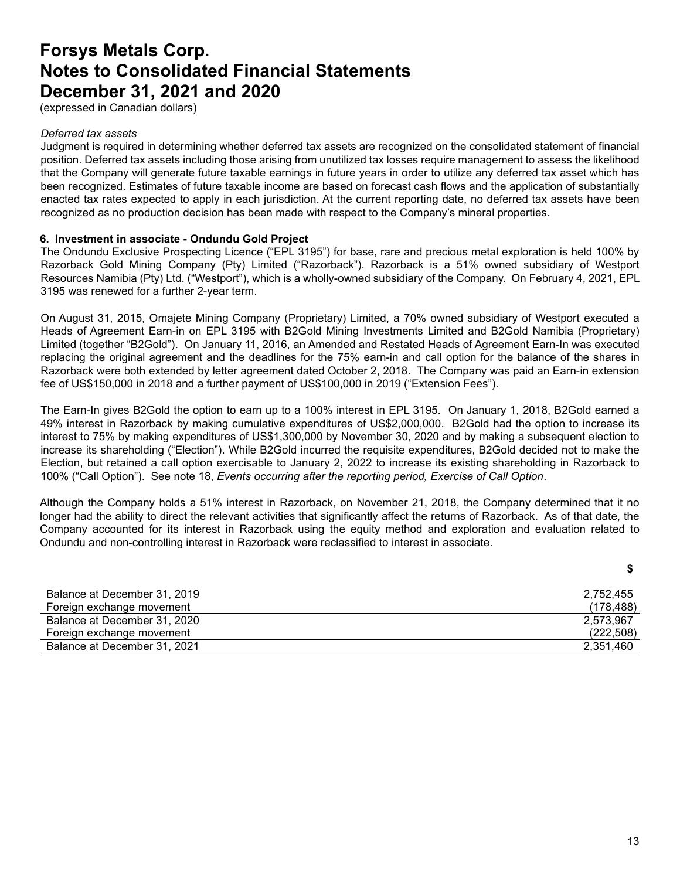# Forsys Metals Corp.
# Notes to Consolidated Financial Statements
# December 31, 2021 and 2020

(expressed in Canadian dollars)

*Deferred tax assets*

Judgment is required in determining whether deferred tax assets are recognized on the consolidated statement of financial position. Deferred tax assets including those arising from unutilized tax losses require management to assess the likelihood that the Company will generate future taxable earnings in future years in order to utilize any deferred tax asset which has been recognized. Estimates of future taxable income are based on forecast cash flows and the application of substantially enacted tax rates expected to apply in each jurisdiction. At the current reporting date, no deferred tax assets have been recognized as no production decision has been made with respect to the Company's mineral properties.

**6. Investment in associate - Ondundu Gold Project**

The Ondundu Exclusive Prospecting Licence ("EPL 3195") for base, rare and precious metal exploration is held 100% by Razorback Gold Mining Company (Pty) Limited ("Razorback"). Razorback is a 51% owned subsidiary of Westport Resources Namibia (Pty) Ltd. ("Westport"), which is a wholly-owned subsidiary of the Company. On February 4, 2021, EPL 3195 was renewed for a further 2-year term.

On August 31, 2015, Omajete Mining Company (Proprietary) Limited, a 70% owned subsidiary of Westport executed a Heads of Agreement Earn-in on EPL 3195 with B2Gold Mining Investments Limited and B2Gold Namibia (Proprietary) Limited (together "B2Gold"). On January 11, 2016, an Amended and Restated Heads of Agreement Earn-In was executed replacing the original agreement and the deadlines for the 75% earn-in and call option for the balance of the shares in Razorback were both extended by letter agreement dated October 2, 2018. The Company was paid an Earn-in extension fee of US$150,000 in 2018 and a further payment of US$100,000 in 2019 ("Extension Fees").

The Earn-In gives B2Gold the option to earn up to a 100% interest in EPL 3195. On January 1, 2018, B2Gold earned a 49% interest in Razorback by making cumulative expenditures of US$2,000,000. B2Gold had the option to increase its interest to 75% by making expenditures of US$1,300,000 by November 30, 2020 and by making a subsequent election to increase its shareholding ("Election"). While B2Gold incurred the requisite expenditures, B2Gold decided not to make the Election, but retained a call option exercisable to January 2, 2022 to increase its existing shareholding in Razorback to 100% ("Call Option"). See note 18, *Events occurring after the reporting period, Exercise of Call Option*.

Although the Company holds a 51% interest in Razorback, on November 21, 2018, the Company determined that it no longer had the ability to direct the relevant activities that significantly affect the returns of Razorback. As of that date, the Company accounted for its interest in Razorback using the equity method and exploration and evaluation related to Ondundu and non-controlling interest in Razorback were reclassified to interest in associate.

| | $ |
|---|---|
| Balance at December 31, 2019 | 2,752,455 |
| Foreign exchange movement | (178,488) |
| Balance at December 31, 2020 | 2,573,967 |
| Foreign exchange movement | (222,508) |
| Balance at December 31, 2021 | 2,351,460 |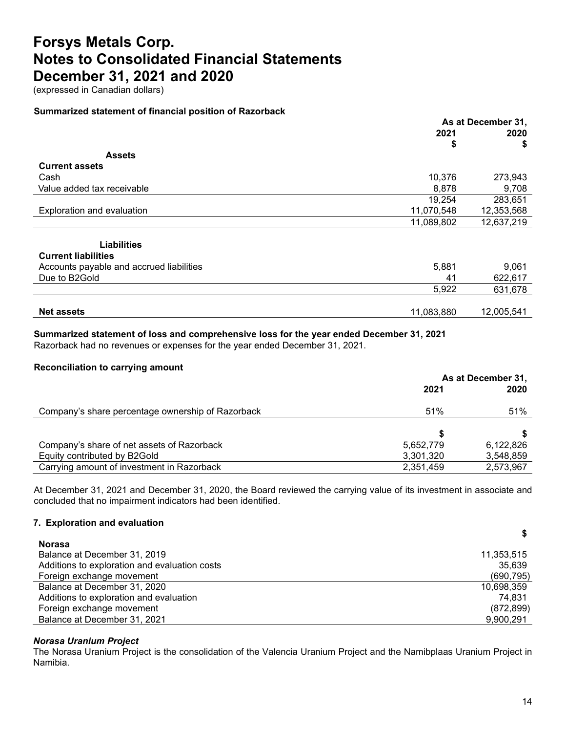# Forsys Metals Corp.
# Notes to Consolidated Financial Statements
# December 31, 2021 and 2020

(expressed in Canadian dollars)

**Summarized statement of financial position of Razorback**

| | As at December 31, | |
|---|---|---|
| | 2021 | 2020 |
| | $ | $ |
| **Assets** | | |
| **Current assets** | | |
| Cash | 10,376 | 273,943 |
| Value added tax receivable | 8,878 | 9,708 |
| | 19,254 | 283,651 |
| Exploration and evaluation | 11,070,548 | 12,353,568 |
| | 11,089,802 | 12,637,219 |
| **Liabilities** | | |
| **Current liabilities** | | |
| Accounts payable and accrued liabilities | 5,881 | 9,061 |
| Due to B2Gold | 41 | 622,617 |
| | 5,922 | 631,678 |
| **Net assets** | 11,083,880 | 12,005,541 |

**Summarized statement of loss and comprehensive loss for the year ended December 31, 2021**

Razorback had no revenues or expenses for the year ended December 31, 2021.

**Reconciliation to carrying amount**

| | As at December 31, | |
|---|---|---|
| | 2021 | 2020 |
| Company's share percentage ownership of Razorback | 51% | 51% |
| | $ | $ |
| Company's share of net assets of Razorback | 5,652,779 | 6,122,826 |
| Equity contributed by B2Gold | 3,301,320 | 3,548,859 |
| Carrying amount of investment in Razorback | 2,351,459 | 2,573,967 |

At December 31, 2021 and December 31, 2020, the Board reviewed the carrying value of its investment in associate and concluded that no impairment indicators had been identified.

**7. Exploration and evaluation**

| | $ |
|---|---|
| **Norasa** | |
| Balance at December 31, 2019 | 11,353,515 |
| Additions to exploration and evaluation costs | 35,639 |
| Foreign exchange movement | (690,795) |
| Balance at December 31, 2020 | 10,698,359 |
| Additions to exploration and evaluation | 74,831 |
| Foreign exchange movement | (872,899) |
| Balance at December 31, 2021 | 9,900,291 |

***Norasa Uranium Project***

The Norasa Uranium Project is the consolidation of the Valencia Uranium Project and the Namibplaas Uranium Project in Namibia.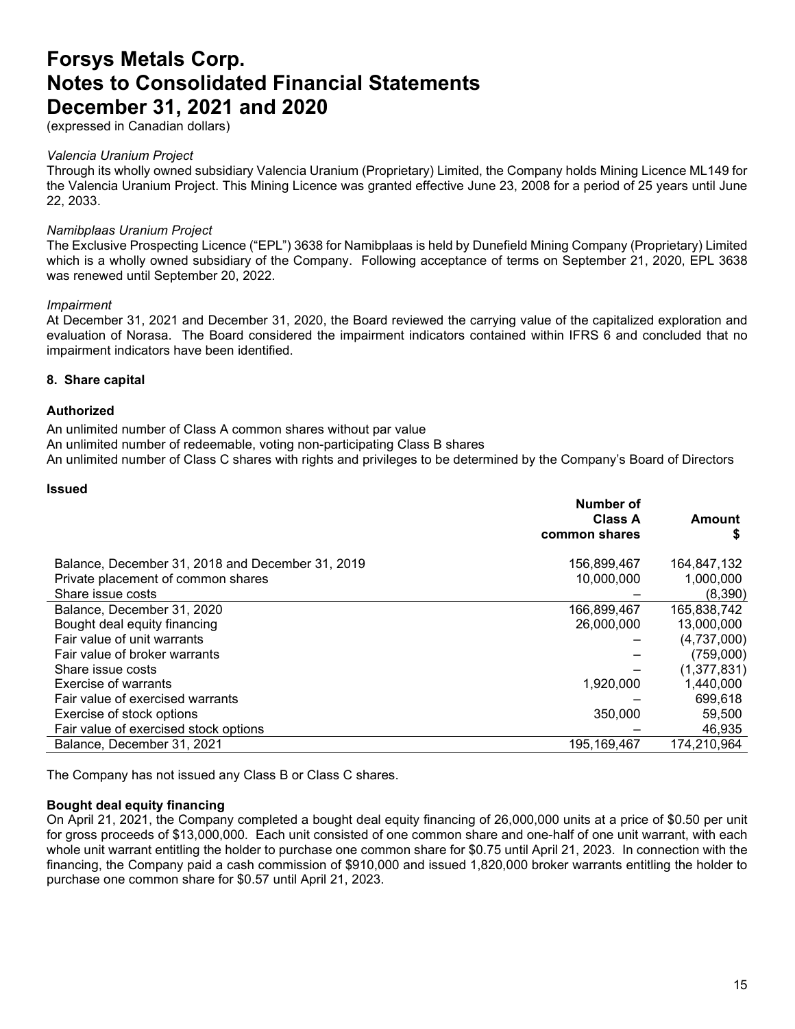*Valencia Uranium Project*
Through its wholly owned subsidiary Valencia Uranium (Proprietary) Limited, the Company holds Mining Licence ML149 for the Valencia Uranium Project. This Mining Licence was granted effective June 23, 2008 for a period of 25 years until June 22, 2033.

*Namibplaas Uranium Project*
The Exclusive Prospecting Licence ("EPL") 3638 for Namibplaas is held by Dunefield Mining Company (Proprietary) Limited which is a wholly owned subsidiary of the Company. Following acceptance of terms on September 21, 2020, EPL 3638 was renewed until September 20, 2022.

*Impairment*
At December 31, 2021 and December 31, 2020, the Board reviewed the carrying value of the capitalized exploration and evaluation of Norasa. The Board considered the impairment indicators contained within IFRS 6 and concluded that no impairment indicators have been identified.

## 8. Share capital

### Authorized

An unlimited number of Class A common shares without par value
An unlimited number of redeemable, voting non-participating Class B shares
An unlimited number of Class C shares with rights and privileges to be determined by the Company's Board of Directors

### Issued

| | Number of Class A common shares | Amount $ |
|---|---|---|
| Balance, December 31, 2018 and December 31, 2019 | 156,899,467 | 164,847,132 |
| Private placement of common shares | 10,000,000 | 1,000,000 |
| Share issue costs | – | (8,390) |
| Balance, December 31, 2020 | 166,899,467 | 165,838,742 |
| Bought deal equity financing | 26,000,000 | 13,000,000 |
| Fair value of unit warrants | – | (4,737,000) |
| Fair value of broker warrants | – | (759,000) |
| Share issue costs | – | (1,377,831) |
| Exercise of warrants | 1,920,000 | 1,440,000 |
| Fair value of exercised warrants | – | 699,618 |
| Exercise of stock options | 350,000 | 59,500 |
| Fair value of exercised stock options | – | 46,935 |
| Balance, December 31, 2021 | 195,169,467 | 174,210,964 |

The Company has not issued any Class B or Class C shares.

### Bought deal equity financing

On April 21, 2021, the Company completed a bought deal equity financing of 26,000,000 units at a price of $0.50 per unit for gross proceeds of $13,000,000. Each unit consisted of one common share and one-half of one unit warrant, with each whole unit warrant entitling the holder to purchase one common share for $0.75 until April 21, 2023. In connection with the financing, the Company paid a cash commission of $910,000 and issued 1,820,000 broker warrants entitling the holder to purchase one common share for $0.57 until April 21, 2023.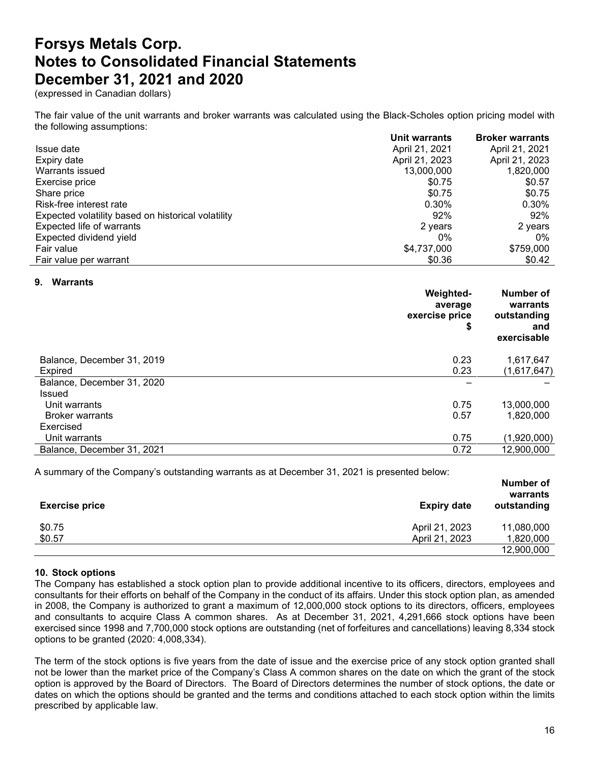# Forsys Metals Corp.
# Notes to Consolidated Financial Statements
# December 31, 2021 and 2020

(expressed in Canadian dollars)

The fair value of the unit warrants and broker warrants was calculated using the Black-Scholes option pricing model with the following assumptions:

| | Unit warrants | Broker warrants |
|---|---|---|
| Issue date | April 21, 2021 | April 21, 2021 |
| Expiry date | April 21, 2023 | April 21, 2023 |
| Warrants issued | 13,000,000 | 1,820,000 |
| Exercise price | $0.75 | $0.57 |
| Share price | $0.75 | $0.75 |
| Risk-free interest rate | 0.30% | 0.30% |
| Expected volatility based on historical volatility | 92% | 92% |
| Expected life of warrants | 2 years | 2 years |
| Expected dividend yield | 0% | 0% |
| Fair value | $4,737,000 | $759,000 |
| Fair value per warrant | $0.36 | $0.42 |

## 9. Warrants

| | Weighted-average exercise price $ | Number of warrants outstanding and exercisable |
|---|---|---|
| Balance, December 31, 2019 | 0.23 | 1,617,647 |
| Expired | 0.23 | (1,617,647) |
| Balance, December 31, 2020 | – | – |
| Issued | | |
| Unit warrants | 0.75 | 13,000,000 |
| Broker warrants | 0.57 | 1,820,000 |
| Exercised | | |
| Unit warrants | 0.75 | (1,920,000) |
| Balance, December 31, 2021 | 0.72 | 12,900,000 |

A summary of the Company's outstanding warrants as at December 31, 2021 is presented below:

| Exercise price | Expiry date | Number of warrants outstanding |
|---|---|---|
| $0.75 | April 21, 2023 | 11,080,000 |
| $0.57 | April 21, 2023 | 1,820,000 |
| | | 12,900,000 |

## 10. Stock options

The Company has established a stock option plan to provide additional incentive to its officers, directors, employees and consultants for their efforts on behalf of the Company in the conduct of its affairs. Under this stock option plan, as amended in 2008, the Company is authorized to grant a maximum of 12,000,000 stock options to its directors, officers, employees and consultants to acquire Class A common shares. As at December 31, 2021, 4,291,666 stock options have been exercised since 1998 and 7,700,000 stock options are outstanding (net of forfeitures and cancellations) leaving 8,334 stock options to be granted (2020: 4,008,334).

The term of the stock options is five years from the date of issue and the exercise price of any stock option granted shall not be lower than the market price of the Company's Class A common shares on the date on which the grant of the stock option is approved by the Board of Directors. The Board of Directors determines the number of stock options, the date or dates on which the options should be granted and the terms and conditions attached to each stock option within the limits prescribed by applicable law.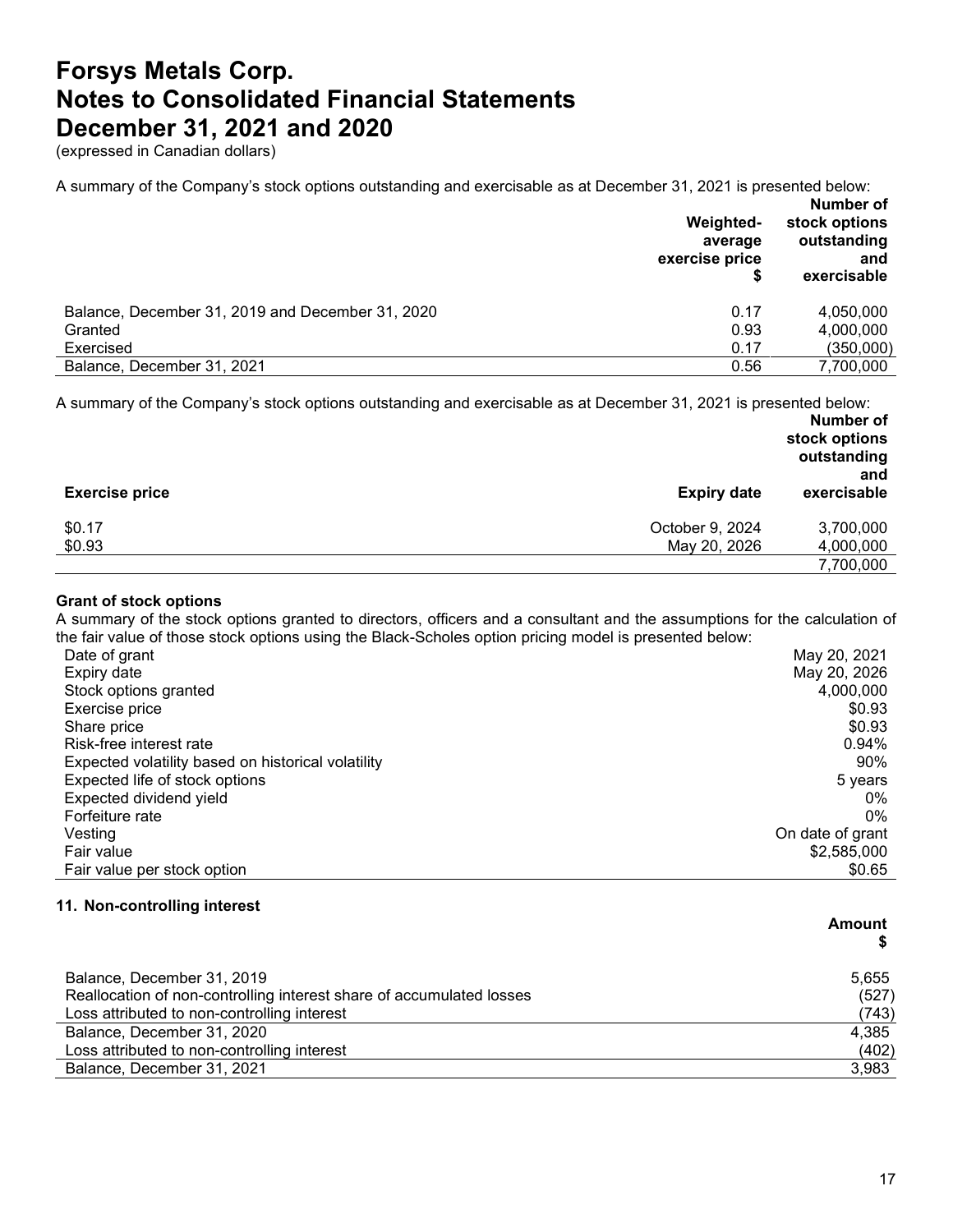A summary of the Company's stock options outstanding and exercisable as at December 31, 2021 is presented below:

| | Weighted-average exercise price $ | Number of stock options outstanding and exercisable |
|---|---|---|
| Balance, December 31, 2019 and December 31, 2020 | 0.17 | 4,050,000 |
| Granted | 0.93 | 4,000,000 |
| Exercised | 0.17 | (350,000) |
| Balance, December 31, 2021 | 0.56 | 7,700,000 |

A summary of the Company's stock options outstanding and exercisable as at December 31, 2021 is presented below:

| Exercise price | Expiry date | Number of stock options outstanding and exercisable |
|---|---|---|
| $0.17 | October 9, 2024 | 3,700,000 |
| $0.93 | May 20, 2026 | 4,000,000 |
| | | 7,700,000 |

**Grant of stock options**

A summary of the stock options granted to directors, officers and a consultant and the assumptions for the calculation of the fair value of those stock options using the Black-Scholes option pricing model is presented below:

| | |
|---|---|
| Date of grant | May 20, 2021 |
| Expiry date | May 20, 2026 |
| Stock options granted | 4,000,000 |
| Exercise price | $0.93 |
| Share price | $0.93 |
| Risk-free interest rate | 0.94% |
| Expected volatility based on historical volatility | 90% |
| Expected life of stock options | 5 years |
| Expected dividend yield | 0% |
| Forfeiture rate | 0% |
| Vesting | On date of grant |
| Fair value | $2,585,000 |
| Fair value per stock option | $0.65 |

**11. Non-controlling interest**

| | Amount $ |
|---|---|
| Balance, December 31, 2019 | 5,655 |
| Reallocation of non-controlling interest share of accumulated losses | (527) |
| Loss attributed to non-controlling interest | (743) |
| Balance, December 31, 2020 | 4,385 |
| Loss attributed to non-controlling interest | (402) |
| Balance, December 31, 2021 | 3,983 |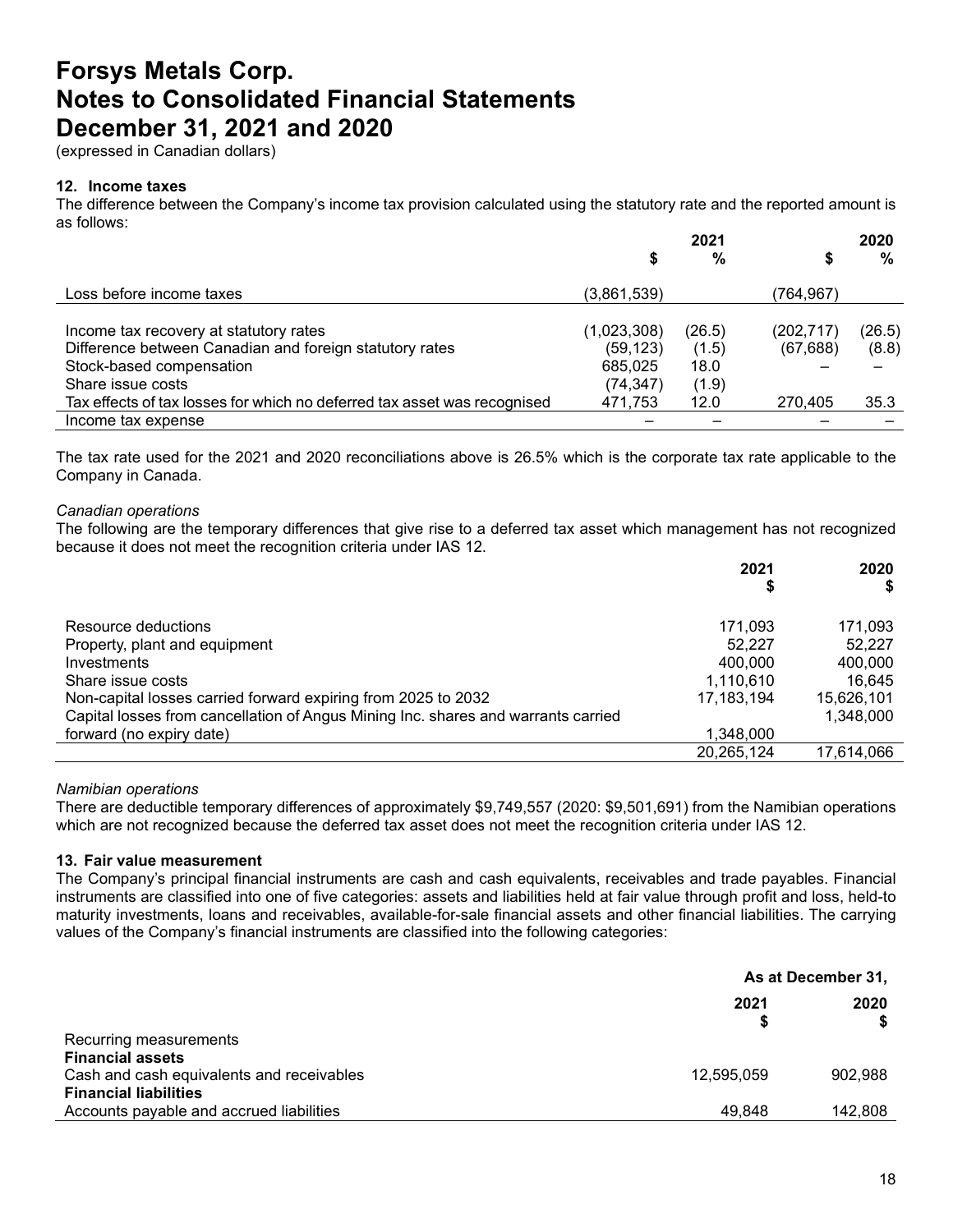# Forsys Metals Corp.
# Notes to Consolidated Financial Statements
# December 31, 2021 and 2020

(expressed in Canadian dollars)

## 12. Income taxes

The difference between the Company's income tax provision calculated using the statutory rate and the reported amount is as follows:

| | 2021 $ | 2021 % | 2020 $ | 2020 % |
|---|---|---|---|---|
| Loss before income taxes | (3,861,539) | | (764,967) | |
| Income tax recovery at statutory rates | (1,023,308) | (26.5) | (202,717) | (26.5) |
| Difference between Canadian and foreign statutory rates | (59,123) | (1.5) | (67,688) | (8.8) |
| Stock-based compensation | 685,025 | 18.0 | – | – |
| Share issue costs | (74,347) | (1.9) | | |
| Tax effects of tax losses for which no deferred tax asset was recognised | 471,753 | 12.0 | 270,405 | 35.3 |
| Income tax expense | – | – | – | – |

The tax rate used for the 2021 and 2020 reconciliations above is 26.5% which is the corporate tax rate applicable to the Company in Canada.

*Canadian operations*

The following are the temporary differences that give rise to a deferred tax asset which management has not recognized because it does not meet the recognition criteria under IAS 12.

| | 2021 $ | 2020 $ |
|---|---|---|
| Resource deductions | 171,093 | 171,093 |
| Property, plant and equipment | 52,227 | 52,227 |
| Investments | 400,000 | 400,000 |
| Share issue costs | 1,110,610 | 16,645 |
| Non-capital losses carried forward expiring from 2025 to 2032 | 17,183,194 | 15,626,101 |
| Capital losses from cancellation of Angus Mining Inc. shares and warrants carried forward (no expiry date) | 1,348,000 | 1,348,000 |
| | 20,265,124 | 17,614,066 |

*Namibian operations*

There are deductible temporary differences of approximately $9,749,557 (2020: $9,501,691) from the Namibian operations which are not recognized because the deferred tax asset does not meet the recognition criteria under IAS 12.

## 13. Fair value measurement

The Company's principal financial instruments are cash and cash equivalents, receivables and trade payables. Financial instruments are classified into one of five categories: assets and liabilities held at fair value through profit and loss, held-to maturity investments, loans and receivables, available-for-sale financial assets and other financial liabilities. The carrying values of the Company's financial instruments are classified into the following categories:

| | As at December 31, 2021 $ | 2020 $ |
|---|---|---|
| Recurring measurements | | |
| **Financial assets** | | |
| Cash and cash equivalents and receivables | 12,595,059 | 902,988 |
| **Financial liabilities** | | |
| Accounts payable and accrued liabilities | 49,848 | 142,808 |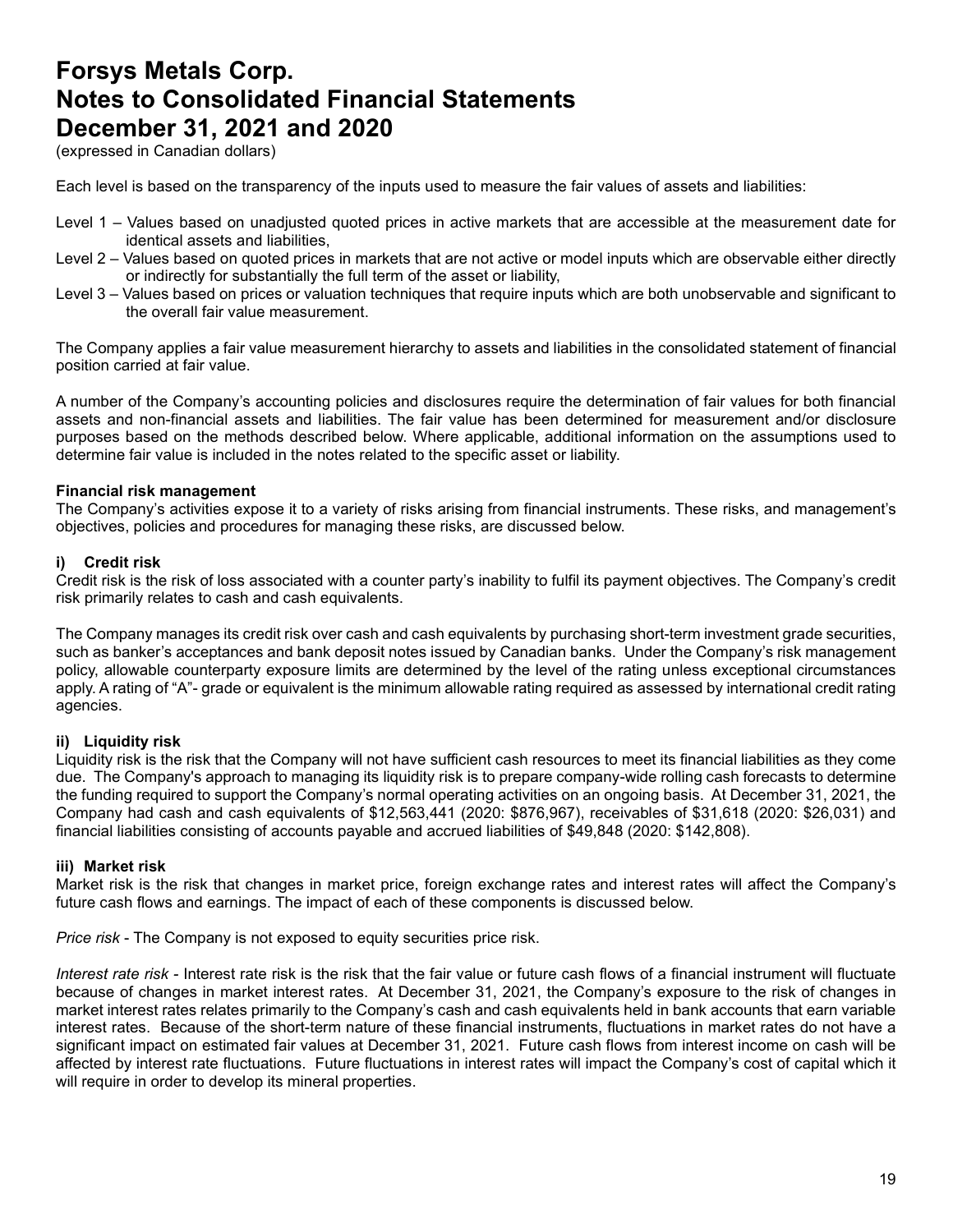# Forsys Metals Corp.
# Notes to Consolidated Financial Statements
# December 31, 2021 and 2020

(expressed in Canadian dollars)

Each level is based on the transparency of the inputs used to measure the fair values of assets and liabilities:

- Level 1 – Values based on unadjusted quoted prices in active markets that are accessible at the measurement date for identical assets and liabilities,
- Level 2 – Values based on quoted prices in markets that are not active or model inputs which are observable either directly or indirectly for substantially the full term of the asset or liability,
- Level 3 – Values based on prices or valuation techniques that require inputs which are both unobservable and significant to the overall fair value measurement.

The Company applies a fair value measurement hierarchy to assets and liabilities in the consolidated statement of financial position carried at fair value.

A number of the Company's accounting policies and disclosures require the determination of fair values for both financial assets and non-financial assets and liabilities. The fair value has been determined for measurement and/or disclosure purposes based on the methods described below. Where applicable, additional information on the assumptions used to determine fair value is included in the notes related to the specific asset or liability.

**Financial risk management**

The Company's activities expose it to a variety of risks arising from financial instruments. These risks, and management's objectives, policies and procedures for managing these risks, are discussed below.

**i) Credit risk**

Credit risk is the risk of loss associated with a counter party's inability to fulfil its payment objectives. The Company's credit risk primarily relates to cash and cash equivalents.

The Company manages its credit risk over cash and cash equivalents by purchasing short-term investment grade securities, such as banker's acceptances and bank deposit notes issued by Canadian banks. Under the Company's risk management policy, allowable counterparty exposure limits are determined by the level of the rating unless exceptional circumstances apply. A rating of "A"- grade or equivalent is the minimum allowable rating required as assessed by international credit rating agencies.

**ii) Liquidity risk**

Liquidity risk is the risk that the Company will not have sufficient cash resources to meet its financial liabilities as they come due. The Company's approach to managing its liquidity risk is to prepare company-wide rolling cash forecasts to determine the funding required to support the Company's normal operating activities on an ongoing basis. At December 31, 2021, the Company had cash and cash equivalents of $12,563,441 (2020: $876,967), receivables of $31,618 (2020: $26,031) and financial liabilities consisting of accounts payable and accrued liabilities of $49,848 (2020: $142,808).

**iii) Market risk**

Market risk is the risk that changes in market price, foreign exchange rates and interest rates will affect the Company's future cash flows and earnings. The impact of each of these components is discussed below.

*Price risk* - The Company is not exposed to equity securities price risk.

*Interest rate risk* - Interest rate risk is the risk that the fair value or future cash flows of a financial instrument will fluctuate because of changes in market interest rates. At December 31, 2021, the Company's exposure to the risk of changes in market interest rates relates primarily to the Company's cash and cash equivalents held in bank accounts that earn variable interest rates. Because of the short-term nature of these financial instruments, fluctuations in market rates do not have a significant impact on estimated fair values at December 31, 2021. Future cash flows from interest income on cash will be affected by interest rate fluctuations. Future fluctuations in interest rates will impact the Company's cost of capital which it will require in order to develop its mineral properties.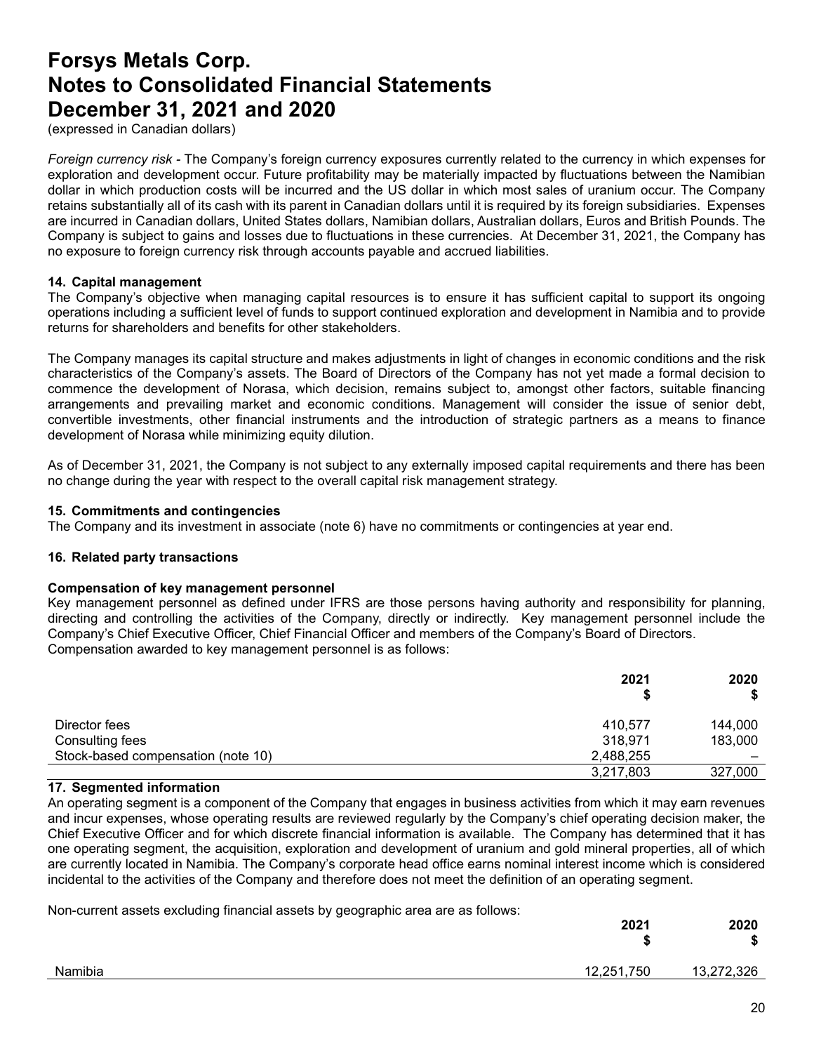*Foreign currency risk* - The Company's foreign currency exposures currently related to the currency in which expenses for exploration and development occur. Future profitability may be materially impacted by fluctuations between the Namibian dollar in which production costs will be incurred and the US dollar in which most sales of uranium occur. The Company retains substantially all of its cash with its parent in Canadian dollars until it is required by its foreign subsidiaries. Expenses are incurred in Canadian dollars, United States dollars, Namibian dollars, Australian dollars, Euros and British Pounds. The Company is subject to gains and losses due to fluctuations in these currencies. At December 31, 2021, the Company has no exposure to foreign currency risk through accounts payable and accrued liabilities.

### 14. Capital management

The Company's objective when managing capital resources is to ensure it has sufficient capital to support its ongoing operations including a sufficient level of funds to support continued exploration and development in Namibia and to provide returns for shareholders and benefits for other stakeholders.

The Company manages its capital structure and makes adjustments in light of changes in economic conditions and the risk characteristics of the Company's assets. The Board of Directors of the Company has not yet made a formal decision to commence the development of Norasa, which decision, remains subject to, amongst other factors, suitable financing arrangements and prevailing market and economic conditions. Management will consider the issue of senior debt, convertible investments, other financial instruments and the introduction of strategic partners as a means to finance development of Norasa while minimizing equity dilution.

As of December 31, 2021, the Company is not subject to any externally imposed capital requirements and there has been no change during the year with respect to the overall capital risk management strategy.

### 15. Commitments and contingencies

The Company and its investment in associate (note 6) have no commitments or contingencies at year end.

### 16. Related party transactions

**Compensation of key management personnel**

Key management personnel as defined under IFRS are those persons having authority and responsibility for planning, directing and controlling the activities of the Company, directly or indirectly. Key management personnel include the Company's Chief Executive Officer, Chief Financial Officer and members of the Company's Board of Directors.
Compensation awarded to key management personnel is as follows:

| | 2021<br>$ | 2020<br>$ |
|---|---|---|
| Director fees | 410,577 | 144,000 |
| Consulting fees | 318,971 | 183,000 |
| Stock-based compensation (note 10) | 2,488,255 | – |
| | 3,217,803 | 327,000 |

### 17. Segmented information

An operating segment is a component of the Company that engages in business activities from which it may earn revenues and incur expenses, whose operating results are reviewed regularly by the Company's chief operating decision maker, the Chief Executive Officer and for which discrete financial information is available. The Company has determined that it has one operating segment, the acquisition, exploration and development of uranium and gold mineral properties, all of which are currently located in Namibia. The Company's corporate head office earns nominal interest income which is considered incidental to the activities of the Company and therefore does not meet the definition of an operating segment.

Non-current assets excluding financial assets by geographic area are as follows:

| | 2021<br>$ | 2020<br>$ |
|---|---|---|
| Namibia | 12,251,750 | 13,272,326 |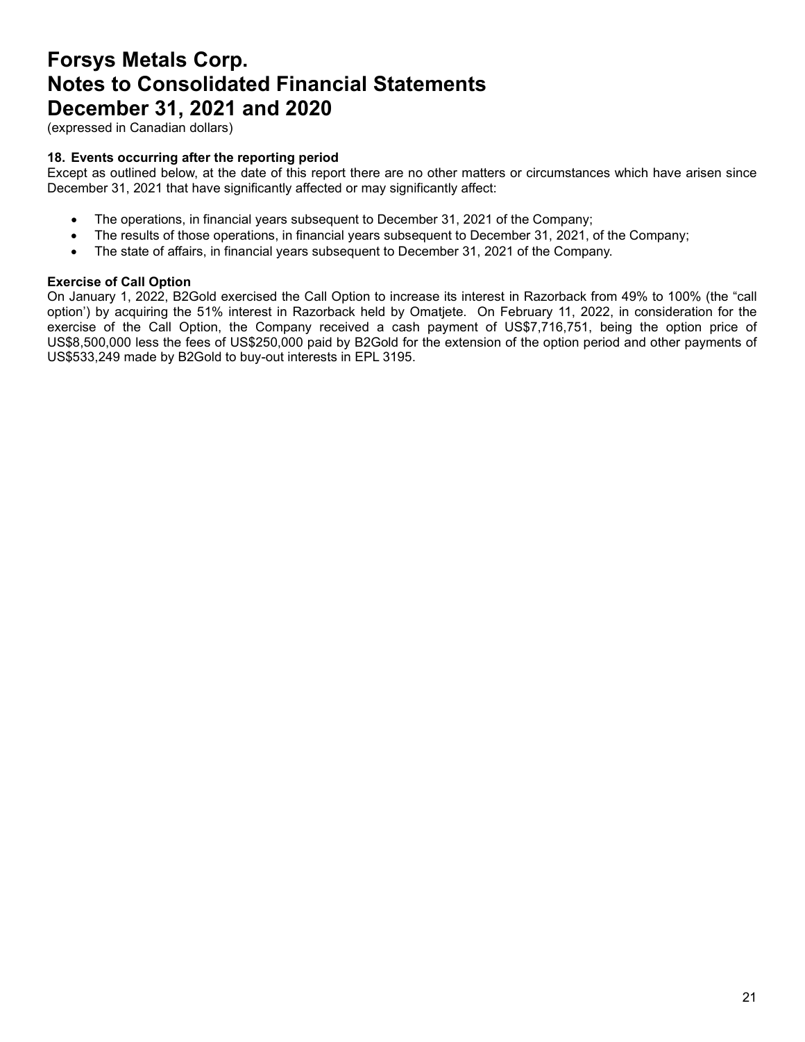# Forsys Metals Corp.
# Notes to Consolidated Financial Statements
# December 31, 2021 and 2020

(expressed in Canadian dollars)

### 18. Events occurring after the reporting period

Except as outlined below, at the date of this report there are no other matters or circumstances which have arisen since December 31, 2021 that have significantly affected or may significantly affect:

- The operations, in financial years subsequent to December 31, 2021 of the Company;
- The results of those operations, in financial years subsequent to December 31, 2021, of the Company;
- The state of affairs, in financial years subsequent to December 31, 2021 of the Company.

**Exercise of Call Option**

On January 1, 2022, B2Gold exercised the Call Option to increase its interest in Razorback from 49% to 100% (the "call option') by acquiring the 51% interest in Razorback held by Omatjete. On February 11, 2022, in consideration for the exercise of the Call Option, the Company received a cash payment of US$7,716,751, being the option price of US$8,500,000 less the fees of US$250,000 paid by B2Gold for the extension of the option period and other payments of US$533,249 made by B2Gold to buy-out interests in EPL 3195.